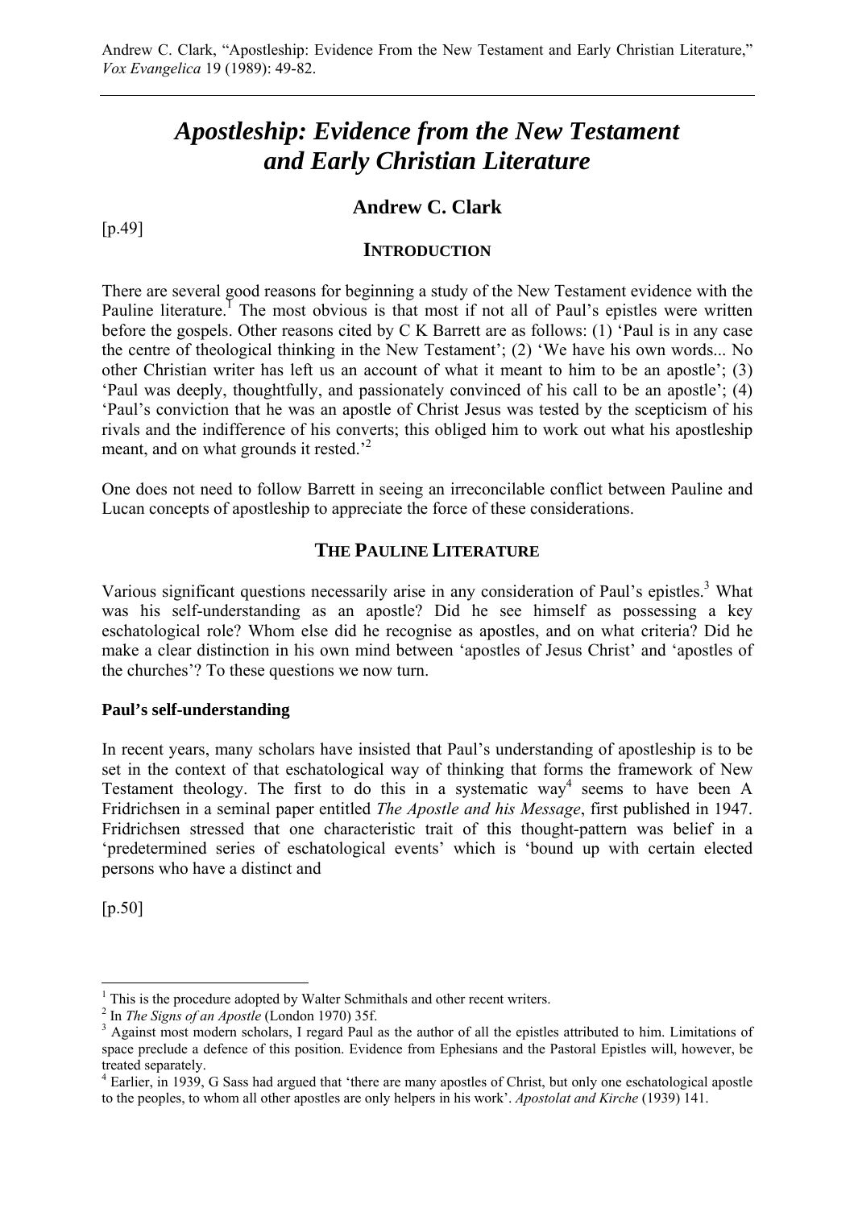Andrew C. Clark, "Apostleship: Evidence From the New Testament and Early Christian Literature," *Vox Evangelica* 19 (1989): 49-82.

# *Apostleship: Evidence from the New Testament and Early Christian Literature*

## Andrew C. Clark

[p.49]

### INTRODUCTION

There are several good reasons for beginning a study of the New Testament evidence with the Pauline literature.[1] The most obvious is that most if not all of Paul's epistles were written before the gospels. Other reasons cited by C K Barrett are as follows: (1) 'Paul is in any case the centre of theological thinking in the New Testament'; (2) 'We have his own words... No other Christian writer has left us an account of what it meant to him to be an apostle'; (3) 'Paul was deeply, thoughtfully, and passionately convinced of his call to be an apostle'; (4) 'Paul's conviction that he was an apostle of Christ Jesus was tested by the scepticism of his rivals and the indifference of his converts; this obliged him to work out what his apostleship meant, and on what grounds it rested.'[2]

One does not need to follow Barrett in seeing an irreconcilable conflict between Pauline and Lucan concepts of apostleship to appreciate the force of these considerations.

### THE PAULINE LITERATURE

Various significant questions necessarily arise in any consideration of Paul's epistles.[3] What was his self-understanding as an apostle? Did he see himself as possessing a key eschatological role? Whom else did he recognise as apostles, and on what criteria? Did he make a clear distinction in his own mind between 'apostles of Jesus Christ' and 'apostles of the churches'? To these questions we now turn.

#### Paul's self-understanding

In recent years, many scholars have insisted that Paul's understanding of apostleship is to be set in the context of that eschatological way of thinking that forms the framework of New Testament theology. The first to do this in a systematic way[4] seems to have been A Fridrichsen in a seminal paper entitled *The Apostle and his Message*, first published in 1947. Fridrichsen stressed that one characteristic trait of this thought-pattern was belief in a 'predetermined series of eschatological events' which is 'bound up with certain elected persons who have a distinct and

[p.50]

---

[1] This is the procedure adopted by Walter Schmithals and other recent writers.

[2] In *The Signs of an Apostle* (London 1970) 35f.

[3] Against most modern scholars, I regard Paul as the author of all the epistles attributed to him. Limitations of space preclude a defence of this position. Evidence from Ephesians and the Pastoral Epistles will, however, be treated separately.

[4] Earlier, in 1939, G Sass had argued that 'there are many apostles of Christ, but only one eschatological apostle to the peoples, to whom all other apostles are only helpers in his work'. *Apostolat and Kirche* (1939) 141.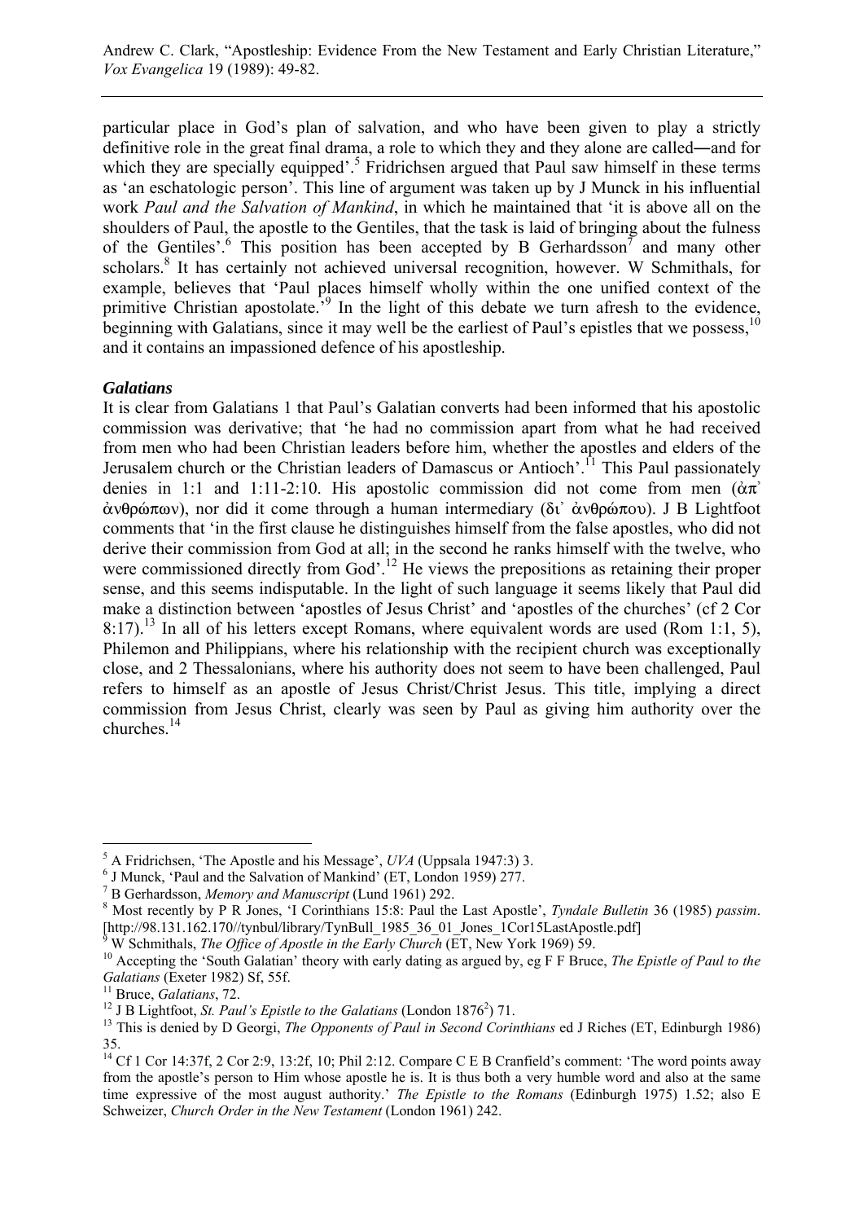particular place in God's plan of salvation, and who have been given to play a strictly definitive role in the great final drama, a role to which they and they alone are called—and for which they are specially equipped'.[5] Fridrichsen argued that Paul saw himself in these terms as 'an eschatologic person'. This line of argument was taken up by J Munck in his influential work *Paul and the Salvation of Mankind*, in which he maintained that 'it is above all on the shoulders of Paul, the apostle to the Gentiles, that the task is laid of bringing about the fulness of the Gentiles'.[6] This position has been accepted by B Gerhardsson[7] and many other scholars.[8] It has certainly not achieved universal recognition, however. W Schmithals, for example, believes that 'Paul places himself wholly within the one unified context of the primitive Christian apostolate.'[9] In the light of this debate we turn afresh to the evidence, beginning with Galatians, since it may well be the earliest of Paul's epistles that we possess,[10] and it contains an impassioned defence of his apostleship.

### *Galatians*

It is clear from Galatians 1 that Paul's Galatian converts had been informed that his apostolic commission was derivative; that 'he had no commission apart from what he had received from men who had been Christian leaders before him, whether the apostles and elders of the Jerusalem church or the Christian leaders of Damascus or Antioch'.[11] This Paul passionately denies in 1:1 and 1:11-2:10. His apostolic commission did not come from men (ἀπ᾽ ἀνθρώπων), nor did it come through a human intermediary (δι᾽ ἀνθρώπου). J B Lightfoot comments that 'in the first clause he distinguishes himself from the false apostles, who did not derive their commission from God at all; in the second he ranks himself with the twelve, who were commissioned directly from God'.[12] He views the prepositions as retaining their proper sense, and this seems indisputable. In the light of such language it seems likely that Paul did make a distinction between 'apostles of Jesus Christ' and 'apostles of the churches' (cf 2 Cor 8:17).[13] In all of his letters except Romans, where equivalent words are used (Rom 1:1, 5), Philemon and Philippians, where his relationship with the recipient church was exceptionally close, and 2 Thessalonians, where his authority does not seem to have been challenged, Paul refers to himself as an apostle of Jesus Christ/Christ Jesus. This title, implying a direct commission from Jesus Christ, clearly was seen by Paul as giving him authority over the churches.[14]

---

[5] A Fridrichsen, 'The Apostle and his Message', *UVA* (Uppsala 1947:3) 3.

[6] J Munck, 'Paul and the Salvation of Mankind' (ET, London 1959) 277.

[7] B Gerhardsson, *Memory and Manuscript* (Lund 1961) 292.

[8] Most recently by P R Jones, 'I Corinthians 15:8: Paul the Last Apostle', *Tyndale Bulletin* 36 (1985) *passim*. [http://98.131.162.170//tynbul/library/TynBull_1985_36_01_Jones_1Cor15LastApostle.pdf]

[9] W Schmithals, *The Office of Apostle in the Early Church* (ET, New York 1969) 59.

[10] Accepting the 'South Galatian' theory with early dating as argued by, eg F F Bruce, *The Epistle of Paul to the Galatians* (Exeter 1982) Sf, 55f.

[11] Bruce, *Galatians*, 72.

[12] J B Lightfoot, *St. Paul's Epistle to the Galatians* (London 1876[2]) 71.

[13] This is denied by D Georgi, *The Opponents of Paul in Second Corinthians* ed J Riches (ET, Edinburgh 1986) 35.

[14] Cf 1 Cor 14:37f, 2 Cor 2:9, 13:2f, 10; Phil 2:12. Compare C E B Cranfield's comment: 'The word points away from the apostle's person to Him whose apostle he is. It is thus both a very humble word and also at the same time expressive of the most august authority.' *The Epistle to the Romans* (Edinburgh 1975) 1.52; also E Schweizer, *Church Order in the New Testament* (London 1961) 242.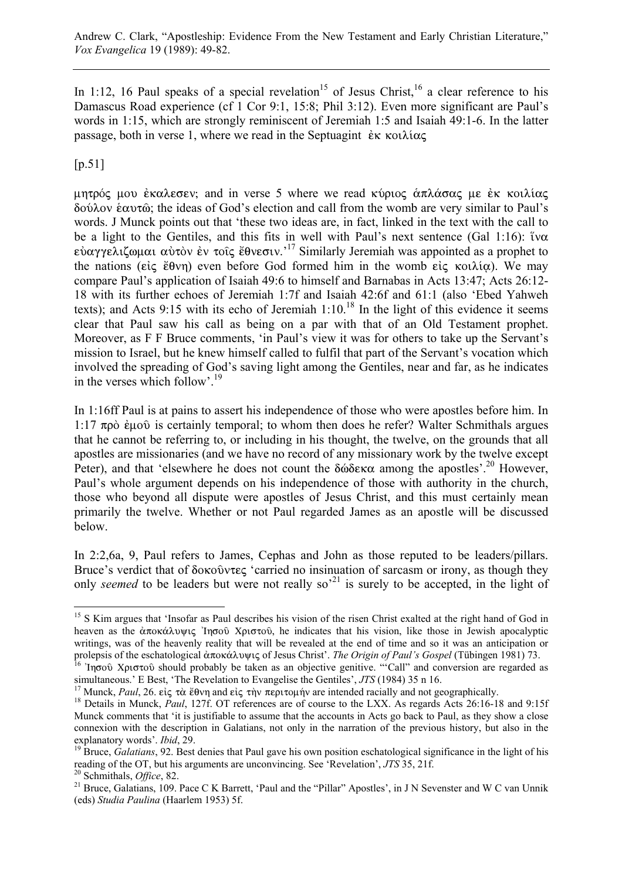In 1:12, 16 Paul speaks of a special revelation[15] of Jesus Christ,[16] a clear reference to his Damascus Road experience (cf 1 Cor 9:1, 15:8; Phil 3:12). Even more significant are Paul's words in 1:15, which are strongly reminiscent of Jeremiah 1:5 and Isaiah 49:1-6. In the latter passage, both in verse 1, where we read in the Septuagint ἐκ κοιλίας

[p.51]

μητρός μου ἐκαλεσεν; and in verse 5 where we read κύριος ἀπλάσας με ἐκ κοιλίας δούλον ἑαυτῷ; the ideas of God's election and call from the womb are very similar to Paul's words. J Munck points out that 'these two ideas are, in fact, linked in the text with the call to be a light to the Gentiles, and this fits in well with Paul's next sentence (Gal 1:16): ἵνα εὐαγγελιζωμαι αὐτὸν ἐν τοῖς ἔθνεσιν.'[17] Similarly Jeremiah was appointed as a prophet to the nations (εἰς ἔθνη) even before God formed him in the womb εἰς κοιλίᾳ). We may compare Paul's application of Isaiah 49:6 to himself and Barnabas in Acts 13:47; Acts 26:12-18 with its further echoes of Jeremiah 1:7f and Isaiah 42:6f and 61:1 (also 'Ebed Yahweh texts); and Acts 9:15 with its echo of Jeremiah 1:10.[18] In the light of this evidence it seems clear that Paul saw his call as being on a par with that of an Old Testament prophet. Moreover, as F F Bruce comments, 'in Paul's view it was for others to take up the Servant's mission to Israel, but he knew himself called to fulfil that part of the Servant's vocation which involved the spreading of God's saving light among the Gentiles, near and far, as he indicates in the verses which follow'.[19]

In 1:16ff Paul is at pains to assert his independence of those who were apostles before him. In 1:17 πρὸ ἐμοῦ is certainly temporal; to whom then does he refer? Walter Schmithals argues that he cannot be referring to, or including in his thought, the twelve, on the grounds that all apostles are missionaries (and we have no record of any missionary work by the twelve except Peter), and that 'elsewhere he does not count the δώδεκα among the apostles'.[20] However, Paul's whole argument depends on his independence of those with authority in the church, those who beyond all dispute were apostles of Jesus Christ, and this must certainly mean primarily the twelve. Whether or not Paul regarded James as an apostle will be discussed below.

In 2:2,6a, 9, Paul refers to James, Cephas and John as those reputed to be leaders/pillars. Bruce's verdict that of δοκοῦντες 'carried no insinuation of sarcasm or irony, as though they only *seemed* to be leaders but were not really so'[21] is surely to be accepted, in the light of

---

[15] S Kim argues that 'Insofar as Paul describes his vision of the risen Christ exalted at the right hand of God in heaven as the ἀποκάλυψις Ἰησοῦ Χριστοῦ, he indicates that his vision, like those in Jewish apocalyptic writings, was of the heavenly reality that will be revealed at the end of time and so it was an anticipation or prolepsis of the eschatological ἀποκάλυψις of Jesus Christ'. *The Origin of Paul's Gospel* (Tübingen 1981) 73.

[16] Ἰησοῦ Χριστοῦ should probably be taken as an objective genitive. '"Call" and conversion are regarded as simultaneous.' E Best, 'The Revelation to Evangelise the Gentiles', *JTS* (1984) 35 n 16.

[17] Munck, *Paul*, 26. εἰς τὰ ἔθνη and εἰς τὴν περιτομήν are intended racially and not geographically.

[18] Details in Munck, *Paul*, 127f. OT references are of course to the LXX. As regards Acts 26:16-18 and 9:15f Munck comments that 'it is justifiable to assume that the accounts in Acts go back to Paul, as they show a close connexion with the description in Galatians, not only in the narration of the previous history, but also in the explanatory words'. *Ibid*, 29.

[19] Bruce, *Galatians*, 92. Best denies that Paul gave his own position eschatological significance in the light of his reading of the OT, but his arguments are unconvincing. See 'Revelation', *JTS* 35, 21f.

[20] Schmithals, *Office*, 82.

[21] Bruce, Galatians, 109. Pace C K Barrett, 'Paul and the "Pillar" Apostles', in J N Sevenster and W C van Unnik (eds) *Studia Paulina* (Haarlem 1953) 5f.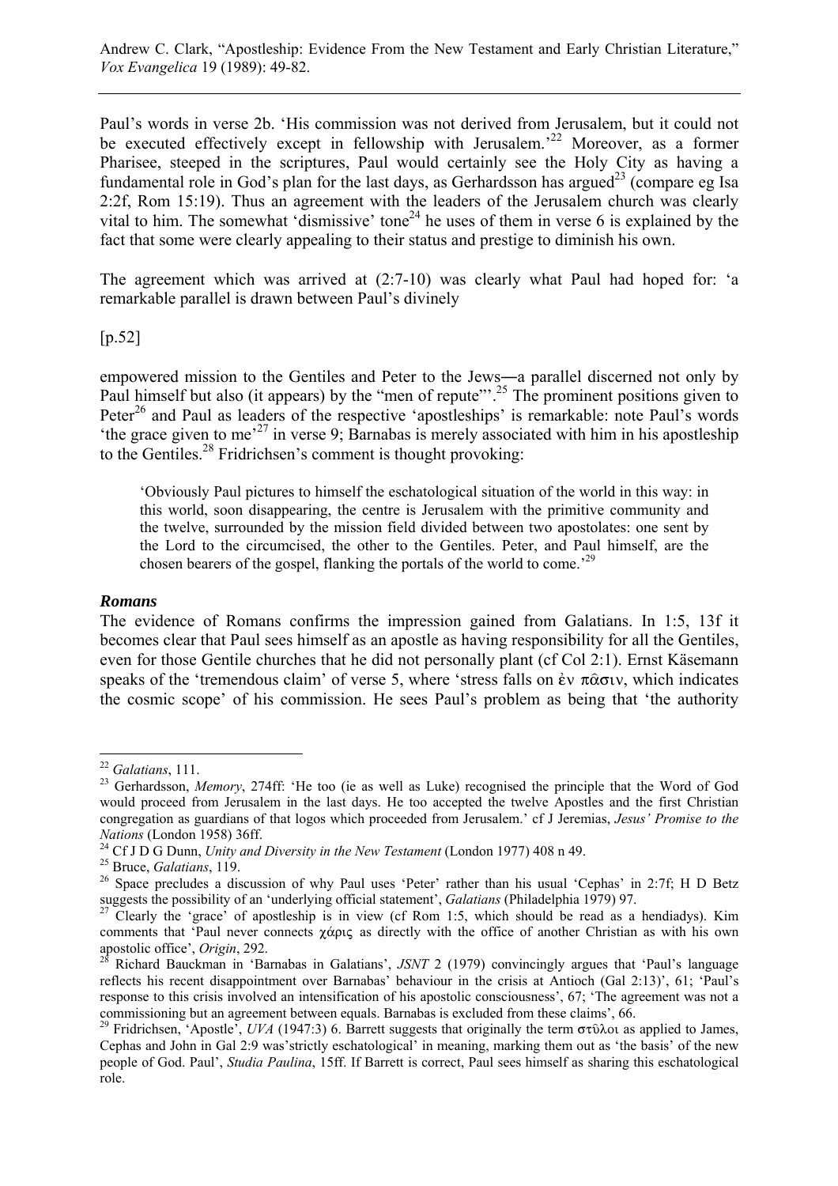Paul's words in verse 2b. 'His commission was not derived from Jerusalem, but it could not be executed effectively except in fellowship with Jerusalem.'[22] Moreover, as a former Pharisee, steeped in the scriptures, Paul would certainly see the Holy City as having a fundamental role in God's plan for the last days, as Gerhardsson has argued[23] (compare eg Isa 2:2f, Rom 15:19). Thus an agreement with the leaders of the Jerusalem church was clearly vital to him. The somewhat 'dismissive' tone[24] he uses of them in verse 6 is explained by the fact that some were clearly appealing to their status and prestige to diminish his own.

The agreement which was arrived at (2:7-10) was clearly what Paul had hoped for: 'a remarkable parallel is drawn between Paul's divinely

[p.52]

empowered mission to the Gentiles and Peter to the Jews―a parallel discerned not only by Paul himself but also (it appears) by the "men of repute"'.[25] The prominent positions given to Peter[26] and Paul as leaders of the respective 'apostleships' is remarkable: note Paul's words 'the grace given to me'[27] in verse 9; Barnabas is merely associated with him in his apostleship to the Gentiles.[28] Fridrichsen's comment is thought provoking:

> 'Obviously Paul pictures to himself the eschatological situation of the world in this way: in this world, soon disappearing, the centre is Jerusalem with the primitive community and the twelve, surrounded by the mission field divided between two apostolates: one sent by the Lord to the circumcised, the other to the Gentiles. Peter, and Paul himself, are the chosen bearers of the gospel, flanking the portals of the world to come.'[29]

### *Romans*

The evidence of Romans confirms the impression gained from Galatians. In 1:5, 13f it becomes clear that Paul sees himself as an apostle as having responsibility for all the Gentiles, even for those Gentile churches that he did not personally plant (cf Col 2:1). Ernst Käsemann speaks of the 'tremendous claim' of verse 5, where 'stress falls on ἐν πᾶσιν, which indicates the cosmic scope' of his commission. He sees Paul's problem as being that 'the authority

---

[22] *Galatians*, 111.

[23] Gerhardsson, *Memory*, 274ff: 'He too (ie as well as Luke) recognised the principle that the Word of God would proceed from Jerusalem in the last days. He too accepted the twelve Apostles and the first Christian congregation as guardians of that logos which proceeded from Jerusalem.' cf J Jeremias, *Jesus' Promise to the Nations* (London 1958) 36ff.

[24] Cf J D G Dunn, *Unity and Diversity in the New Testament* (London 1977) 408 n 49.

[25] Bruce, *Galatians*, 119.

[26] Space precludes a discussion of why Paul uses 'Peter' rather than his usual 'Cephas' in 2:7f; H D Betz suggests the possibility of an 'underlying official statement', *Galatians* (Philadelphia 1979) 97.

[27] Clearly the 'grace' of apostleship is in view (cf Rom 1:5, which should be read as a hendiadys). Kim comments that 'Paul never connects χάρις as directly with the office of another Christian as with his own apostolic office', *Origin*, 292.

[28] Richard Bauckman in 'Barnabas in Galatians', *JSNT* 2 (1979) convincingly argues that 'Paul's language reflects his recent disappointment over Barnabas' behaviour in the crisis at Antioch (Gal 2:13)', 61; 'Paul's response to this crisis involved an intensification of his apostolic consciousness', 67; 'The agreement was not a commissioning but an agreement between equals. Barnabas is excluded from these claims', 66.

[29] Fridrichsen, 'Apostle', *UVA* (1947:3) 6. Barrett suggests that originally the term στῦλοι as applied to James, Cephas and John in Gal 2:9 was'strictly eschatological' in meaning, marking them out as 'the basis' of the new people of God. Paul', *Studia Paulina*, 15ff. If Barrett is correct, Paul sees himself as sharing this eschatological role.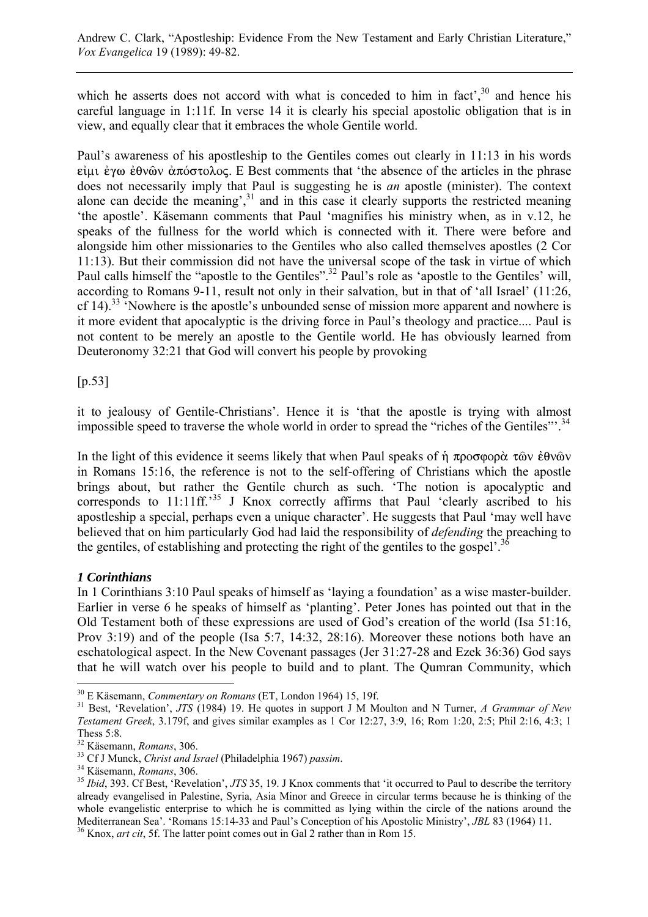which he asserts does not accord with what is conceded to him in fact',[30] and hence his careful language in 1:11f. In verse 14 it is clearly his special apostolic obligation that is in view, and equally clear that it embraces the whole Gentile world.

Paul's awareness of his apostleship to the Gentiles comes out clearly in 11:13 in his words εἰμι ἐγω ἐθνῶν ἀπόστολος. E Best comments that 'the absence of the articles in the phrase does not necessarily imply that Paul is suggesting he is *an* apostle (minister). The context alone can decide the meaning',[31] and in this case it clearly supports the restricted meaning 'the apostle'. Käsemann comments that Paul 'magnifies his ministry when, as in v.12, he speaks of the fullness for the world which is connected with it. There were before and alongside him other missionaries to the Gentiles who also called themselves apostles (2 Cor 11:13). But their commission did not have the universal scope of the task in virtue of which Paul calls himself the "apostle to the Gentiles".[32] Paul's role as 'apostle to the Gentiles' will, according to Romans 9-11, result not only in their salvation, but in that of 'all Israel' (11:26, cf 14).[33] 'Nowhere is the apostle's unbounded sense of mission more apparent and nowhere is it more evident that apocalyptic is the driving force in Paul's theology and practice.... Paul is not content to be merely an apostle to the Gentile world. He has obviously learned from Deuteronomy 32:21 that God will convert his people by provoking

[p.53]

it to jealousy of Gentile-Christians'. Hence it is 'that the apostle is trying with almost impossible speed to traverse the whole world in order to spread the "riches of the Gentiles"'.[34]

In the light of this evidence it seems likely that when Paul speaks of ἡ προσφορὰ τῶν ἐθνῶν in Romans 15:16, the reference is not to the self-offering of Christians which the apostle brings about, but rather the Gentile church as such. 'The notion is apocalyptic and corresponds to 11:11ff.'[35] J Knox correctly affirms that Paul 'clearly ascribed to his apostleship a special, perhaps even a unique character'. He suggests that Paul 'may well have believed that on him particularly God had laid the responsibility of *defending* the preaching to the gentiles, of establishing and protecting the right of the gentiles to the gospel'.[36]

### *1 Corinthians*

In 1 Corinthians 3:10 Paul speaks of himself as 'laying a foundation' as a wise master-builder. Earlier in verse 6 he speaks of himself as 'planting'. Peter Jones has pointed out that in the Old Testament both of these expressions are used of God's creation of the world (Isa 51:16, Prov 3:19) and of the people (Isa 5:7, 14:32, 28:16). Moreover these notions both have an eschatological aspect. In the New Covenant passages (Jer 31:27-28 and Ezek 36:36) God says that he will watch over his people to build and to plant. The Qumran Community, which

---

[30] E Käsemann, *Commentary on Romans* (ET, London 1964) 15, 19f.

[31] Best, 'Revelation', *JTS* (1984) 19. He quotes in support J M Moulton and N Turner, *A Grammar of New Testament Greek*, 3.179f, and gives similar examples as 1 Cor 12:27, 3:9, 16; Rom 1:20, 2:5; Phil 2:16, 4:3; 1 Thess 5:8.

[32] Käsemann, *Romans*, 306.

[33] Cf J Munck, *Christ and Israel* (Philadelphia 1967) *passim*.

[34] Käsemann, *Romans*, 306.

[35] *Ibid*, 393. Cf Best, 'Revelation', *JTS* 35, 19. J Knox comments that 'it occurred to Paul to describe the territory already evangelised in Palestine, Syria, Asia Minor and Greece in circular terms because he is thinking of the whole evangelistic enterprise to which he is committed as lying within the circle of the nations around the Mediterranean Sea'. 'Romans 15:14-33 and Paul's Conception of his Apostolic Ministry', *JBL* 83 (1964) 11.

[36] Knox, *art cit*, 5f. The latter point comes out in Gal 2 rather than in Rom 15.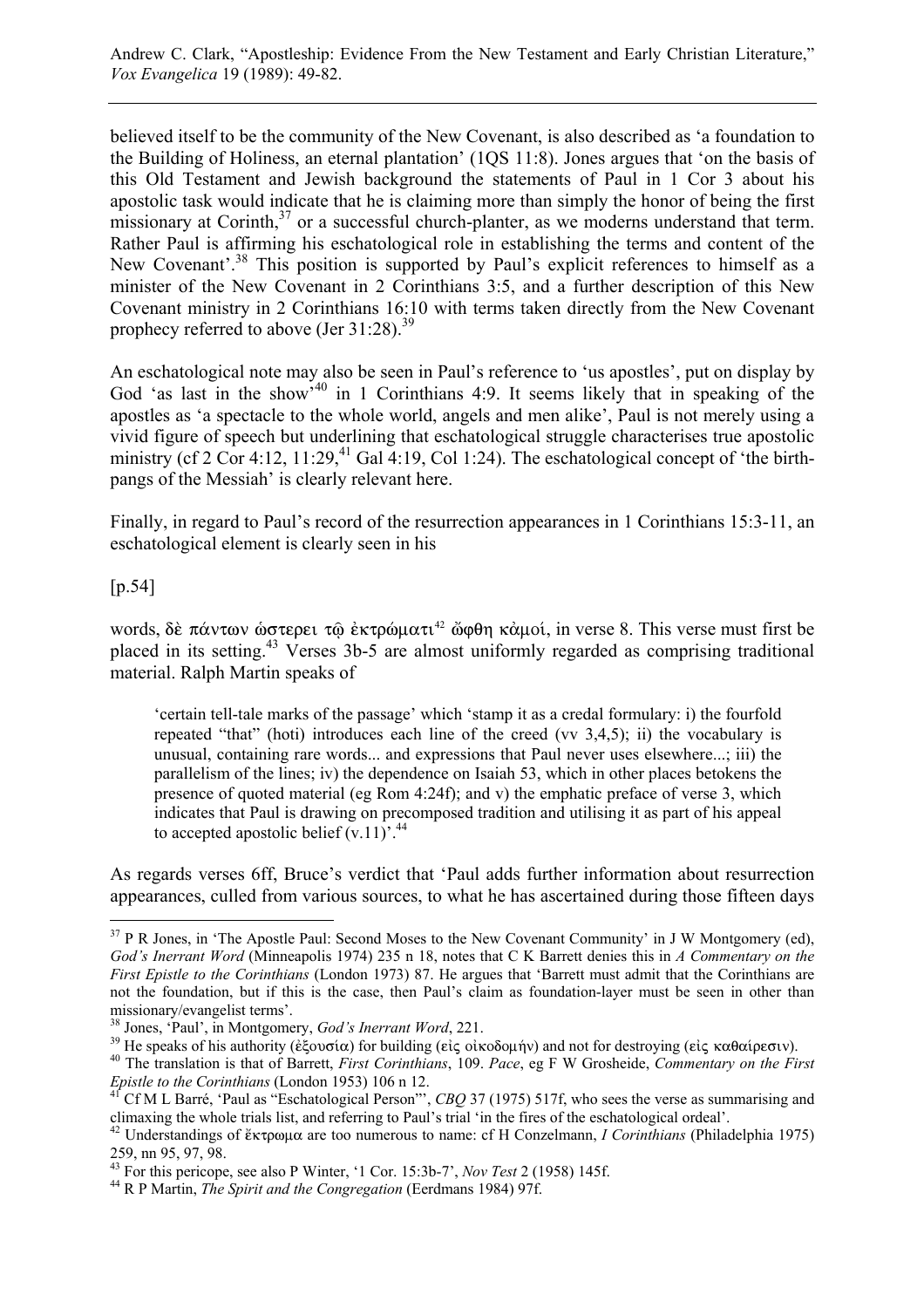believed itself to be the community of the New Covenant, is also described as 'a foundation to the Building of Holiness, an eternal plantation' (1QS 11:8). Jones argues that 'on the basis of this Old Testament and Jewish background the statements of Paul in 1 Cor 3 about his apostolic task would indicate that he is claiming more than simply the honor of being the first missionary at Corinth,[37] or a successful church-planter, as we moderns understand that term. Rather Paul is affirming his eschatological role in establishing the terms and content of the New Covenant'.[38] This position is supported by Paul's explicit references to himself as a minister of the New Covenant in 2 Corinthians 3:5, and a further description of this New Covenant ministry in 2 Corinthians 16:10 with terms taken directly from the New Covenant prophecy referred to above (Jer 31:28).[39]

An eschatological note may also be seen in Paul's reference to 'us apostles', put on display by God 'as last in the show'[40] in 1 Corinthians 4:9. It seems likely that in speaking of the apostles as 'a spectacle to the whole world, angels and men alike', Paul is not merely using a vivid figure of speech but underlining that eschatological struggle characterises true apostolic ministry (cf 2 Cor 4:12, 11:29,[41] Gal 4:19, Col 1:24). The eschatological concept of 'the birth-pangs of the Messiah' is clearly relevant here.

Finally, in regard to Paul's record of the resurrection appearances in 1 Corinthians 15:3-11, an eschatological element is clearly seen in his

[p.54]

words, δὲ πάντων ὡστερει τῷ ἐκτρώματι[42] ὤφθη κἀμοί, in verse 8. This verse must first be placed in its setting.[43] Verses 3b-5 are almost uniformly regarded as comprising traditional material. Ralph Martin speaks of

> 'certain tell-tale marks of the passage' which 'stamp it as a credal formulary: i) the fourfold repeated "that" (hoti) introduces each line of the creed (vv 3,4,5); ii) the vocabulary is unusual, containing rare words... and expressions that Paul never uses elsewhere...; iii) the parallelism of the lines; iv) the dependence on Isaiah 53, which in other places betokens the presence of quoted material (eg Rom 4:24f); and v) the emphatic preface of verse 3, which indicates that Paul is drawing on precomposed tradition and utilising it as part of his appeal to accepted apostolic belief (v.11)'.[44]

As regards verses 6ff, Bruce's verdict that 'Paul adds further information about resurrection appearances, culled from various sources, to what he has ascertained during those fifteen days

---

[37] P R Jones, in 'The Apostle Paul: Second Moses to the New Covenant Community' in J W Montgomery (ed), *God's Inerrant Word* (Minneapolis 1974) 235 n 18, notes that C K Barrett denies this in *A Commentary on the First Epistle to the Corinthians* (London 1973) 87. He argues that 'Barrett must admit that the Corinthians are not the foundation, but if this is the case, then Paul's claim as foundation-layer must be seen in other than missionary/evangelist terms'.

[38] Jones, 'Paul', in Montgomery, *God's Inerrant Word*, 221.

[39] He speaks of his authority (ἐξουσία) for building (εἰς οἰκοδομήν) and not for destroying (εἰς καθαίρεσιν).

[40] The translation is that of Barrett, *First Corinthians*, 109. *Pace*, eg F W Grosheide, *Commentary on the First Epistle to the Corinthians* (London 1953) 106 n 12.

[41] Cf M L Barré, 'Paul as "Eschatological Person"', *CBQ* 37 (1975) 517f, who sees the verse as summarising and climaxing the whole trials list, and referring to Paul's trial 'in the fires of the eschatological ordeal'.

[42] Understandings of ἔκτρωμα are too numerous to name: cf H Conzelmann, *I Corinthians* (Philadelphia 1975) 259, nn 95, 97, 98.

[43] For this pericope, see also P Winter, '1 Cor. 15:3b-7', *Nov Test* 2 (1958) 145f.

[44] R P Martin, *The Spirit and the Congregation* (Eerdmans 1984) 97f.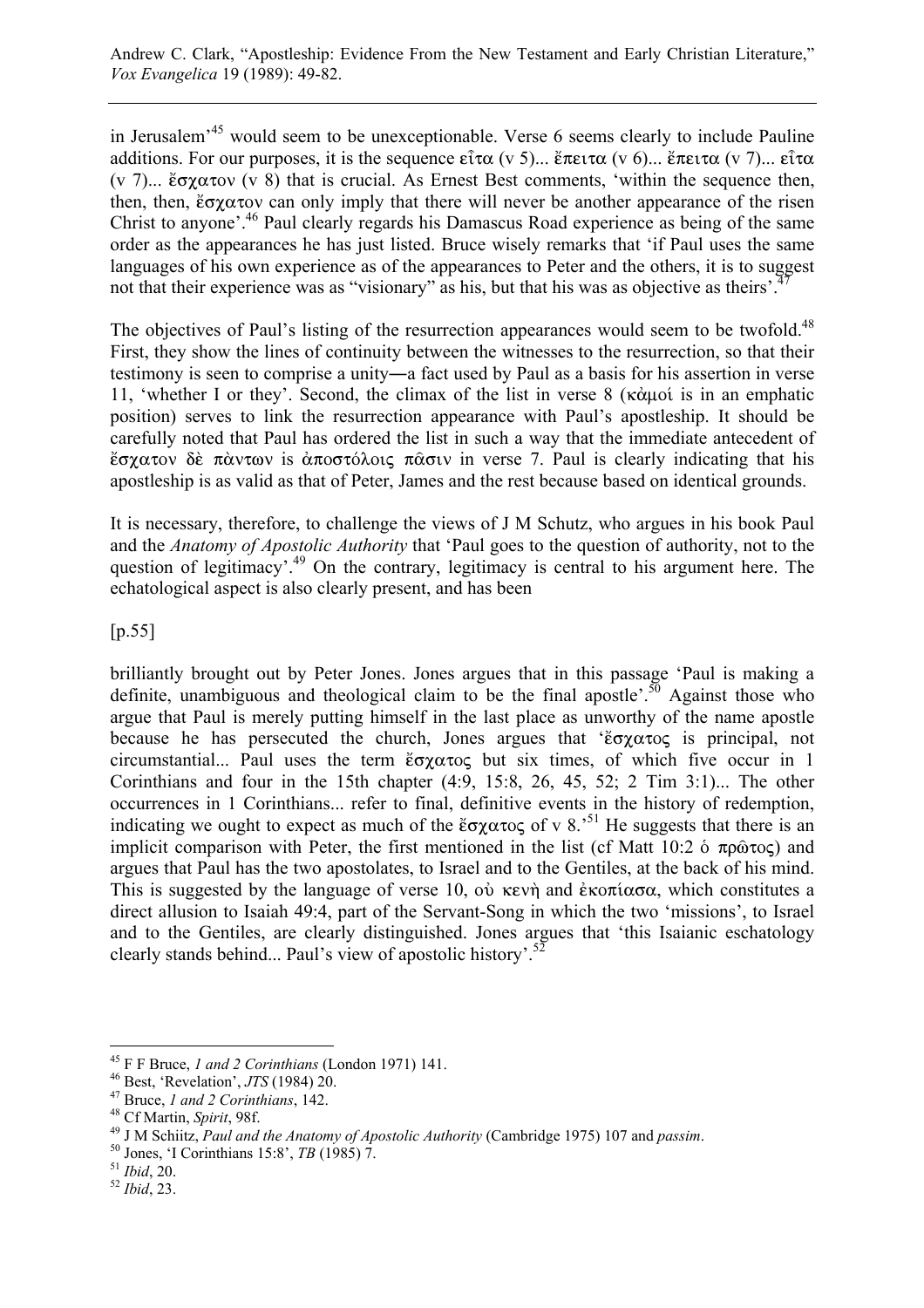in Jerusalem'[45] would seem to be unexceptionable. Verse 6 seems clearly to include Pauline additions. For our purposes, it is the sequence εἶτα (v 5)... ἔπειτα (v 6)... ἔπειτα (v 7)... εἶτα (v 7)... ἔσχατον (v 8) that is crucial. As Ernest Best comments, 'within the sequence then, then, then, ἔσχατον can only imply that there will never be another appearance of the risen Christ to anyone'.[46] Paul clearly regards his Damascus Road experience as being of the same order as the appearances he has just listed. Bruce wisely remarks that 'if Paul uses the same languages of his own experience as of the appearances to Peter and the others, it is to suggest not that their experience was as "visionary" as his, but that his was as objective as theirs'.[47]

The objectives of Paul's listing of the resurrection appearances would seem to be twofold.[48] First, they show the lines of continuity between the witnesses to the resurrection, so that their testimony is seen to comprise a unity—a fact used by Paul as a basis for his assertion in verse 11, 'whether I or they'. Second, the climax of the list in verse 8 (κἀμοί is in an emphatic position) serves to link the resurrection appearance with Paul's apostleship. It should be carefully noted that Paul has ordered the list in such a way that the immediate antecedent of ἔσχατον δὲ πὰντων is ἀποστόλοις πᾶσιν in verse 7. Paul is clearly indicating that his apostleship is as valid as that of Peter, James and the rest because based on identical grounds.

It is necessary, therefore, to challenge the views of J M Schutz, who argues in his book Paul and the *Anatomy of Apostolic Authority* that 'Paul goes to the question of authority, not to the question of legitimacy'.[49] On the contrary, legitimacy is central to his argument here. The echatological aspect is also clearly present, and has been

[p.55]

brilliantly brought out by Peter Jones. Jones argues that in this passage 'Paul is making a definite, unambiguous and theological claim to be the final apostle'.[50] Against those who argue that Paul is merely putting himself in the last place as unworthy of the name apostle because he has persecuted the church, Jones argues that 'ἔσχατος is principal, not circumstantial... Paul uses the term ἔσχατος but six times, of which five occur in 1 Corinthians and four in the 15th chapter (4:9, 15:8, 26, 45, 52; 2 Tim 3:1)... The other occurrences in 1 Corinthians... refer to final, definitive events in the history of redemption, indicating we ought to expect as much of the ἔσχατος of v 8.'[51] He suggests that there is an implicit comparison with Peter, the first mentioned in the list (cf Matt 10:2 ὁ πρῶτος) and argues that Paul has the two apostolates, to Israel and to the Gentiles, at the back of his mind. This is suggested by the language of verse 10, οὐ κενὴ and ἐκοπίασα, which constitutes a direct allusion to Isaiah 49:4, part of the Servant-Song in which the two 'missions', to Israel and to the Gentiles, are clearly distinguished. Jones argues that 'this Isaianic eschatology clearly stands behind... Paul's view of apostolic history'.[52]

---

[45] F F Bruce, *1 and 2 Corinthians* (London 1971) 141.

[46] Best, 'Revelation', *JTS* (1984) 20.

[47] Bruce, *1 and 2 Corinthians*, 142.

[48] Cf Martin, *Spirit*, 98f.

[49] J M Schütz, *Paul and the Anatomy of Apostolic Authority* (Cambridge 1975) 107 and *passim*.

[50] Jones, 'I Corinthians 15:8', *TB* (1985) 7.

[51] *Ibid*, 20.

[52] *Ibid*, 23.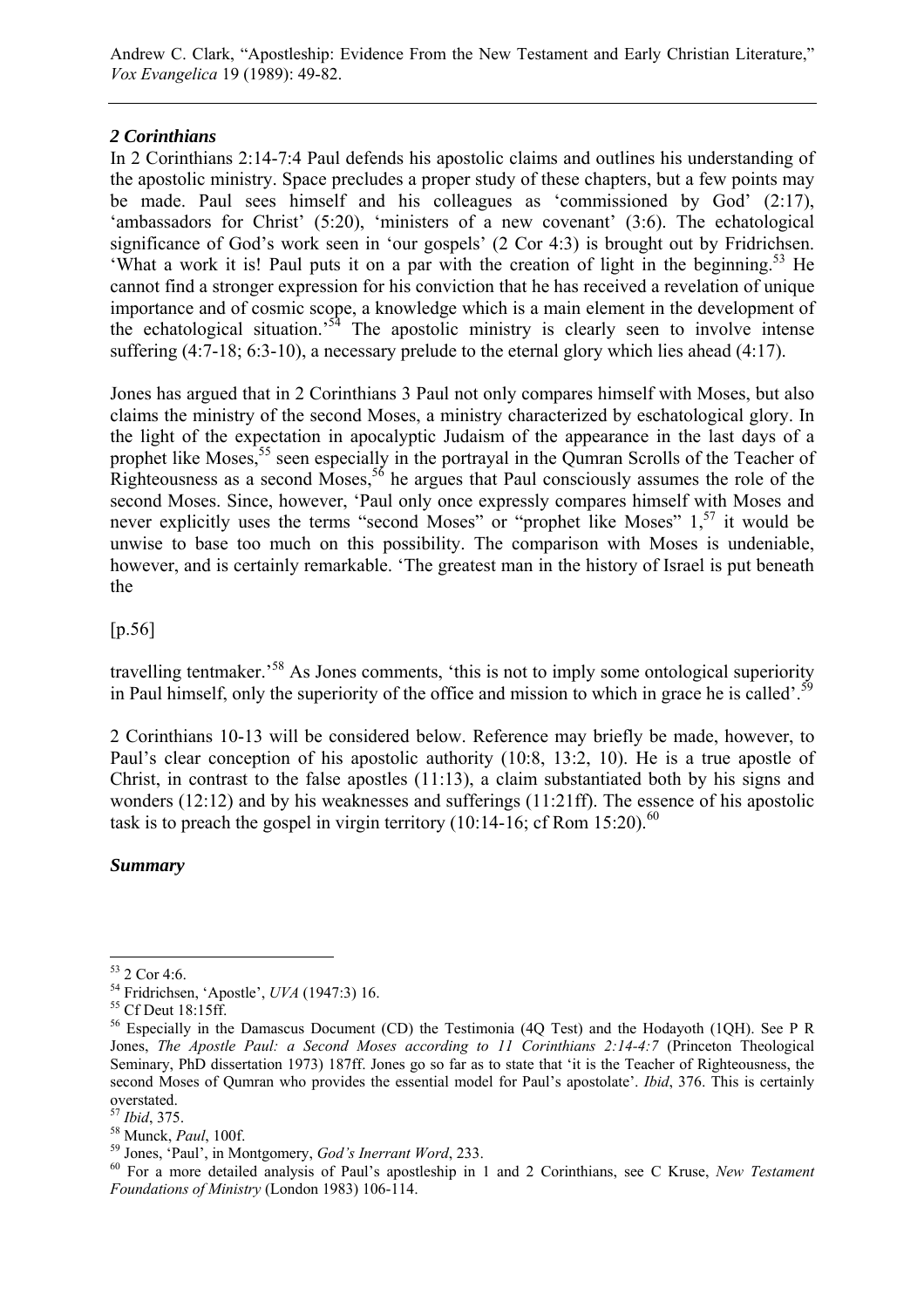### *2 Corinthians*

In 2 Corinthians 2:14-7:4 Paul defends his apostolic claims and outlines his understanding of the apostolic ministry. Space precludes a proper study of these chapters, but a few points may be made. Paul sees himself and his colleagues as 'commissioned by God' (2:17), 'ambassadors for Christ' (5:20), 'ministers of a new covenant' (3:6). The echatological significance of God's work seen in 'our gospels' (2 Cor 4:3) is brought out by Fridrichsen. 'What a work it is! Paul puts it on a par with the creation of light in the beginning.[53] He cannot find a stronger expression for his conviction that he has received a revelation of unique importance and of cosmic scope, a knowledge which is a main element in the development of the echatological situation.'[54] The apostolic ministry is clearly seen to involve intense suffering (4:7-18; 6:3-10), a necessary prelude to the eternal glory which lies ahead (4:17).

Jones has argued that in 2 Corinthians 3 Paul not only compares himself with Moses, but also claims the ministry of the second Moses, a ministry characterized by eschatological glory. In the light of the expectation in apocalyptic Judaism of the appearance in the last days of a prophet like Moses,[55] seen especially in the portrayal in the Qumran Scrolls of the Teacher of Righteousness as a second Moses,[56] he argues that Paul consciously assumes the role of the second Moses. Since, however, 'Paul only once expressly compares himself with Moses and never explicitly uses the terms "second Moses" or "prophet like Moses" 1,[57] it would be unwise to base too much on this possibility. The comparison with Moses is undeniable, however, and is certainly remarkable. 'The greatest man in the history of Israel is put beneath the

[p.56]

travelling tentmaker.'[58] As Jones comments, 'this is not to imply some ontological superiority in Paul himself, only the superiority of the office and mission to which in grace he is called'.[59]

2 Corinthians 10-13 will be considered below. Reference may briefly be made, however, to Paul's clear conception of his apostolic authority (10:8, 13:2, 10). He is a true apostle of Christ, in contrast to the false apostles (11:13), a claim substantiated both by his signs and wonders (12:12) and by his weaknesses and sufferings (11:21ff). The essence of his apostolic task is to preach the gospel in virgin territory (10:14-16; cf Rom 15:20).[60]

### *Summary*

---

[53] 2 Cor 4:6.

[54] Fridrichsen, 'Apostle', *UVA* (1947:3) 16.

[55] Cf Deut 18:15ff.

[56] Especially in the Damascus Document (CD) the Testimonia (4Q Test) and the Hodayoth (1QH). See P R Jones, *The Apostle Paul: a Second Moses according to 11 Corinthians 2:14-4:7* (Princeton Theological Seminary, PhD dissertation 1973) 187ff. Jones go so far as to state that 'it is the Teacher of Righteousness, the second Moses of Qumran who provides the essential model for Paul's apostolate'. *Ibid*, 376. This is certainly overstated.

[57] *Ibid*, 375.

[58] Munck, *Paul*, 100f.

[59] Jones, 'Paul', in Montgomery, *God's Inerrant Word*, 233.

[60] For a more detailed analysis of Paul's apostleship in 1 and 2 Corinthians, see C Kruse, *New Testament Foundations of Ministry* (London 1983) 106-114.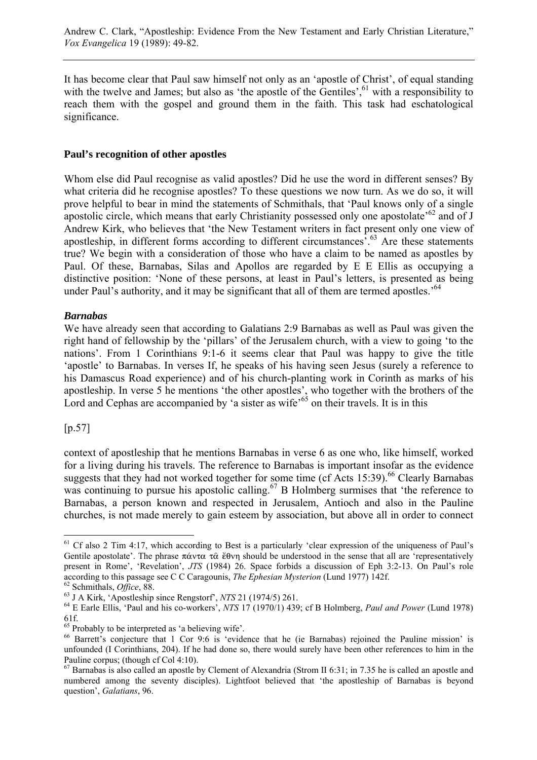It has become clear that Paul saw himself not only as an 'apostle of Christ', of equal standing with the twelve and James; but also as 'the apostle of the Gentiles',[61] with a responsibility to reach them with the gospel and ground them in the faith. This task had eschatological significance.

### Paul's recognition of other apostles

Whom else did Paul recognise as valid apostles? Did he use the word in different senses? By what criteria did he recognise apostles? To these questions we now turn. As we do so, it will prove helpful to bear in mind the statements of Schmithals, that 'Paul knows only of a single apostolic circle, which means that early Christianity possessed only one apostolate'[62] and of J Andrew Kirk, who believes that 'the New Testament writers in fact present only one view of apostleship, in different forms according to different circumstances'.[63] Are these statements true? We begin with a consideration of those who have a claim to be named as apostles by Paul. Of these, Barnabas, Silas and Apollos are regarded by E E Ellis as occupying a distinctive position: 'None of these persons, at least in Paul's letters, is presented as being under Paul's authority, and it may be significant that all of them are termed apostles.'[64]

#### *Barnabas*

We have already seen that according to Galatians 2:9 Barnabas as well as Paul was given the right hand of fellowship by the 'pillars' of the Jerusalem church, with a view to going 'to the nations'. From 1 Corinthians 9:1-6 it seems clear that Paul was happy to give the title 'apostle' to Barnabas. In verses If, he speaks of his having seen Jesus (surely a reference to his Damascus Road experience) and of his church-planting work in Corinth as marks of his apostleship. In verse 5 he mentions 'the other apostles', who together with the brothers of the Lord and Cephas are accompanied by 'a sister as wife'[65] on their travels. It is in this

[p.57]

context of apostleship that he mentions Barnabas in verse 6 as one who, like himself, worked for a living during his travels. The reference to Barnabas is important insofar as the evidence suggests that they had not worked together for some time (cf Acts 15:39).[66] Clearly Barnabas was continuing to pursue his apostolic calling.[67] B Holmberg surmises that 'the reference to Barnabas, a person known and respected in Jerusalem, Antioch and also in the Pauline churches, is not made merely to gain esteem by association, but above all in order to connect

---

[61] Cf also 2 Tim 4:17, which according to Best is a particularly 'clear expression of the uniqueness of Paul's Gentile apostolate'. The phrase πάντα τὰ ἔθνη should be understood in the sense that all are 'representatively present in Rome', 'Revelation', *JTS* (1984) 26. Space forbids a discussion of Eph 3:2-13. On Paul's role according to this passage see C C Caragounis, *The Ephesian Mysterion* (Lund 1977) 142f.

[62] Schmithals, *Office*, 88.

[63] J A Kirk, 'Apostleship since Rengstorf', *NTS* 21 (1974/5) 261.

[64] E Earle Ellis, 'Paul and his co-workers', *NTS* 17 (1970/1) 439; cf B Holmberg, *Paul and Power* (Lund 1978) 61f.

[65] Probably to be interpreted as 'a believing wife'.

[66] Barrett's conjecture that 1 Cor 9:6 is 'evidence that he (ie Barnabas) rejoined the Pauline mission' is unfounded (I Corinthians, 204). If he had done so, there would surely have been other references to him in the Pauline corpus; (though cf Col 4:10).

[67] Barnabas is also called an apostle by Clement of Alexandria (Strom II 6:31; in 7.35 he is called an apostle and numbered among the seventy disciples). Lightfoot believed that 'the apostleship of Barnabas is beyond question', *Galatians*, 96.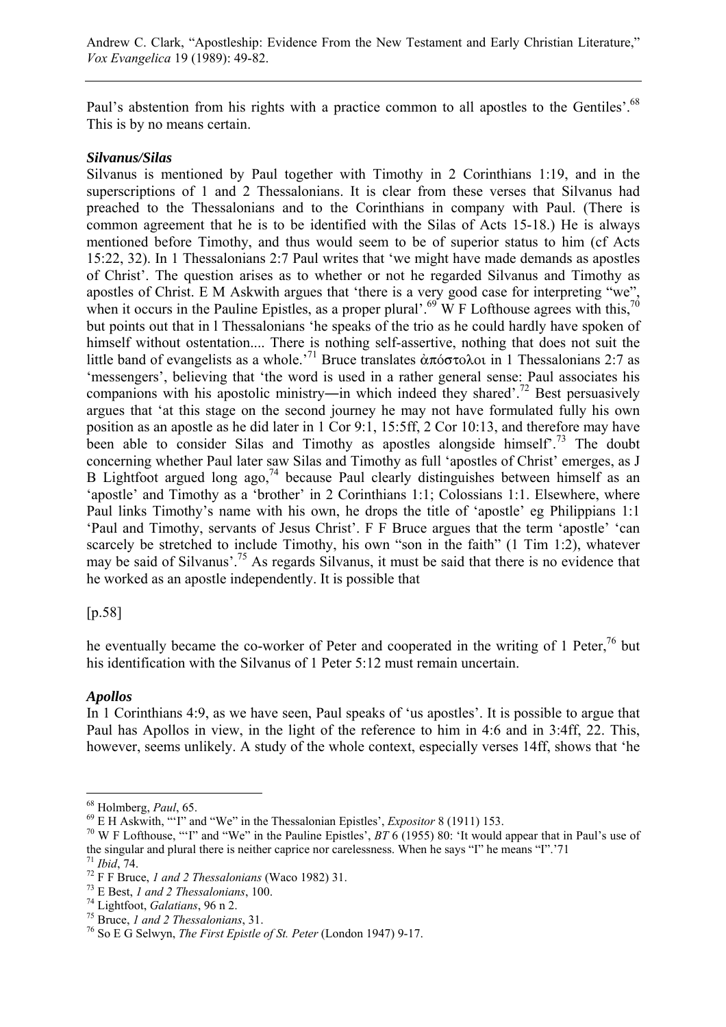Paul's abstention from his rights with a practice common to all apostles to the Gentiles'.[68] This is by no means certain.

### *Silvanus/Silas*

Silvanus is mentioned by Paul together with Timothy in 2 Corinthians 1:19, and in the superscriptions of 1 and 2 Thessalonians. It is clear from these verses that Silvanus had preached to the Thessalonians and to the Corinthians in company with Paul. (There is common agreement that he is to be identified with the Silas of Acts 15-18.) He is always mentioned before Timothy, and thus would seem to be of superior status to him (cf Acts 15:22, 32). In 1 Thessalonians 2:7 Paul writes that 'we might have made demands as apostles of Christ'. The question arises as to whether or not he regarded Silvanus and Timothy as apostles of Christ. E M Askwith argues that 'there is a very good case for interpreting "we", when it occurs in the Pauline Epistles, as a proper plural'.[69] W F Lofthouse agrees with this,[70] but points out that in l Thessalonians 'he speaks of the trio as he could hardly have spoken of himself without ostentation.... There is nothing self-assertive, nothing that does not suit the little band of evangelists as a whole.'[71] Bruce translates ἀπόστολοι in 1 Thessalonians 2:7 as 'messengers', believing that 'the word is used in a rather general sense: Paul associates his companions with his apostolic ministry―in which indeed they shared'.[72] Best persuasively argues that 'at this stage on the second journey he may not have formulated fully his own position as an apostle as he did later in 1 Cor 9:1, 15:5ff, 2 Cor 10:13, and therefore may have been able to consider Silas and Timothy as apostles alongside himself'.[73] The doubt concerning whether Paul later saw Silas and Timothy as full 'apostles of Christ' emerges, as J B Lightfoot argued long ago,[74] because Paul clearly distinguishes between himself as an 'apostle' and Timothy as a 'brother' in 2 Corinthians 1:1; Colossians 1:1. Elsewhere, where Paul links Timothy's name with his own, he drops the title of 'apostle' eg Philippians 1:1 'Paul and Timothy, servants of Jesus Christ'. F F Bruce argues that the term 'apostle' 'can scarcely be stretched to include Timothy, his own "son in the faith" (1 Tim 1:2), whatever may be said of Silvanus'.[75] As regards Silvanus, it must be said that there is no evidence that he worked as an apostle independently. It is possible that

[p.58]

he eventually became the co-worker of Peter and cooperated in the writing of 1 Peter,[76] but his identification with the Silvanus of 1 Peter 5:12 must remain uncertain.

### *Apollos*

In 1 Corinthians 4:9, as we have seen, Paul speaks of 'us apostles'. It is possible to argue that Paul has Apollos in view, in the light of the reference to him in 4:6 and in 3:4ff, 22. This, however, seems unlikely. A study of the whole context, especially verses 14ff, shows that 'he

---

[68] Holmberg, *Paul*, 65.

[69] E H Askwith, '"I" and "We" in the Thessalonian Epistles', *Expositor* 8 (1911) 153.

[70] W F Lofthouse, '"I" and "We" in the Pauline Epistles', *BT* 6 (1955) 80: 'It would appear that in Paul's use of the singular and plural there is neither caprice nor carelessness. When he says "I" he means "I".'71

[71] *Ibid*, 74.

[72] F F Bruce, *1 and 2 Thessalonians* (Waco 1982) 31.

[73] E Best, *1 and 2 Thessalonians*, 100.

[74] Lightfoot, *Galatians*, 96 n 2.

[75] Bruce, *1 and 2 Thessalonians*, 31.

[76] So E G Selwyn, *The First Epistle of St. Peter* (London 1947) 9-17.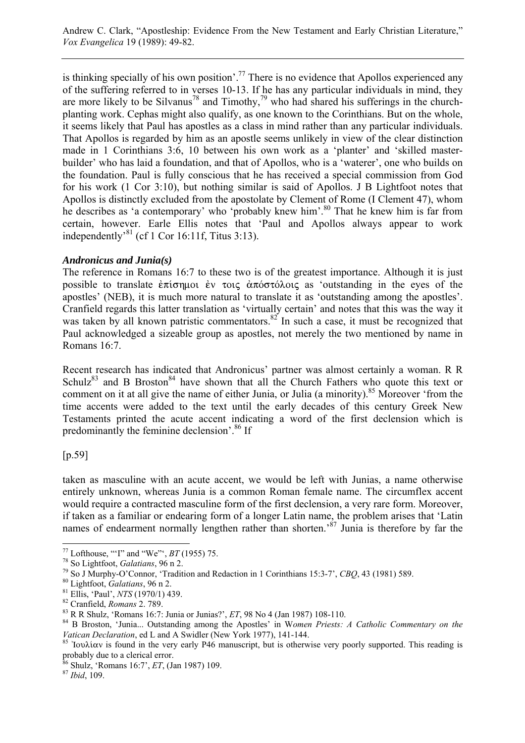is thinking specially of his own position'.[77] There is no evidence that Apollos experienced any of the suffering referred to in verses 10-13. If he has any particular individuals in mind, they are more likely to be Silvanus[78] and Timothy,[79] who had shared his sufferings in the church-planting work. Cephas might also qualify, as one known to the Corinthians. But on the whole, it seems likely that Paul has apostles as a class in mind rather than any particular individuals. That Apollos is regarded by him as an apostle seems unlikely in view of the clear distinction made in 1 Corinthians 3:6, 10 between his own work as a 'planter' and 'skilled master-builder' who has laid a foundation, and that of Apollos, who is a 'waterer', one who builds on the foundation. Paul is fully conscious that he has received a special commission from God for his work (1 Cor 3:10), but nothing similar is said of Apollos. J B Lightfoot notes that Apollos is distinctly excluded from the apostolate by Clement of Rome (I Clement 47), whom he describes as 'a contemporary' who 'probably knew him'.[80] That he knew him is far from certain, however. Earle Ellis notes that 'Paul and Apollos always appear to work independently'[81] (cf 1 Cor 16:11f, Titus 3:13).

### *Andronicus and Junia(s)*

The reference in Romans 16:7 to these two is of the greatest importance. Although it is just possible to translate ἐπίσημοι ἐν τοις ἀπόστόλοις as 'outstanding in the eyes of the apostles' (NEB), it is much more natural to translate it as 'outstanding among the apostles'. Cranfield regards this latter translation as 'virtually certain' and notes that this was the way it was taken by all known patristic commentators.[82] In such a case, it must be recognized that Paul acknowledged a sizeable group as apostles, not merely the two mentioned by name in Romans 16:7.

Recent research has indicated that Andronicus' partner was almost certainly a woman. R R Schulz[83] and B Broston[84] have shown that all the Church Fathers who quote this text or comment on it at all give the name of either Junia, or Julia (a minority).[85] Moreover 'from the time accents were added to the text until the early decades of this century Greek New Testaments printed the acute accent indicating a word of the first declension which is predominantly the feminine declension'.[86] If

[p.59]

taken as masculine with an acute accent, we would be left with Junias, a name otherwise entirely unknown, whereas Junia is a common Roman female name. The circumflex accent would require a contracted masculine form of the first declension, a very rare form. Moreover, if taken as a familiar or endearing form of a longer Latin name, the problem arises that 'Latin names of endearment normally lengthen rather than shorten.'[87] Junia is therefore by far the

---

[77] Lofthouse, "'I" and "We"', *BT* (1955) 75.

[78] So Lightfoot, *Galatians*, 96 n 2.

[79] So J Murphy-O'Connor, 'Tradition and Redaction in 1 Corinthians 15:3-7', *CBQ*, 43 (1981) 589.

[80] Lightfoot, *Galatians*, 96 n 2.

[81] Ellis, 'Paul', *NTS* (1970/1) 439.

[82] Cranfield, *Romans* 2. 789.

[83] R R Shulz, 'Romans 16:7: Junia or Junias?', *ET*, 98 No 4 (Jan 1987) 108-110.

[84] B Broston, 'Junia... Outstanding among the Apostles' in W*omen Priests: A Catholic Commentary on the Vatican Declaration*, ed L and A Swidler (New York 1977), 141-144.

[85] Ἰουλίαν is found in the very early P46 manuscript, but is otherwise very poorly supported. This reading is probably due to a clerical error.

[86] Shulz, 'Romans 16:7', *ET*, (Jan 1987) 109.

[87] *Ibid*, 109.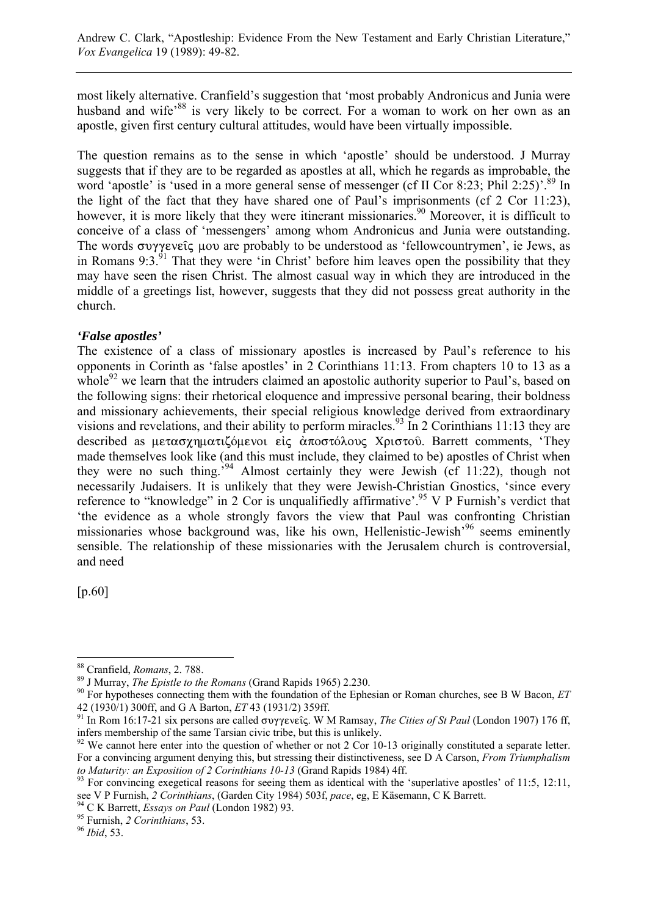most likely alternative. Cranfield's suggestion that 'most probably Andronicus and Junia were husband and wife'[88] is very likely to be correct. For a woman to work on her own as an apostle, given first century cultural attitudes, would have been virtually impossible.

The question remains as to the sense in which 'apostle' should be understood. J Murray suggests that if they are to be regarded as apostles at all, which he regards as improbable, the word 'apostle' is 'used in a more general sense of messenger (cf II Cor 8:23; Phil 2:25)'.[89] In the light of the fact that they have shared one of Paul's imprisonments (cf 2 Cor 11:23), however, it is more likely that they were itinerant missionaries.[90] Moreover, it is difficult to conceive of a class of 'messengers' among whom Andronicus and Junia were outstanding. The words συγγενεῖς μου are probably to be understood as 'fellowcountrymen', ie Jews, as in Romans 9:3.[91] That they were 'in Christ' before him leaves open the possibility that they may have seen the risen Christ. The almost casual way in which they are introduced in the middle of a greetings list, however, suggests that they did not possess great authority in the church.

### *'False apostles'*

The existence of a class of missionary apostles is increased by Paul's reference to his opponents in Corinth as 'false apostles' in 2 Corinthians 11:13. From chapters 10 to 13 as a whole[92] we learn that the intruders claimed an apostolic authority superior to Paul's, based on the following signs: their rhetorical eloquence and impressive personal bearing, their boldness and missionary achievements, their special religious knowledge derived from extraordinary visions and revelations, and their ability to perform miracles.[93] In 2 Corinthians 11:13 they are described as μετασχηματιζόμενοι εἰς ἀποστόλους Χριστοῦ. Barrett comments, 'They made themselves look like (and this must include, they claimed to be) apostles of Christ when they were no such thing.'[94] Almost certainly they were Jewish (cf 11:22), though not necessarily Judaisers. It is unlikely that they were Jewish-Christian Gnostics, 'since every reference to "knowledge" in 2 Cor is unqualifiedly affirmative'.[95] V P Furnish's verdict that 'the evidence as a whole strongly favors the view that Paul was confronting Christian missionaries whose background was, like his own, Hellenistic-Jewish'[96] seems eminently sensible. The relationship of these missionaries with the Jerusalem church is controversial, and need

[p.60]

---

[88] Cranfield, *Romans*, 2. 788.

[89] J Murray, *The Epistle to the Romans* (Grand Rapids 1965) 2.230.

[90] For hypotheses connecting them with the foundation of the Ephesian or Roman churches, see B W Bacon, *ET* 42 (1930/1) 300ff, and G A Barton, *ET* 43 (1931/2) 359ff.

[91] In Rom 16:17-21 six persons are called συγγενεῖς. W M Ramsay, *The Cities of St Paul* (London 1907) 176 ff, infers membership of the same Tarsian civic tribe, but this is unlikely.

[92] We cannot here enter into the question of whether or not 2 Cor 10-13 originally constituted a separate letter. For a convincing argument denying this, but stressing their distinctiveness, see D A Carson, *From Triumphalism to Maturity: an Exposition of 2 Corinthians 10-13* (Grand Rapids 1984) 4ff.

[93] For convincing exegetical reasons for seeing them as identical with the 'superlative apostles' of 11:5, 12:11, see V P Furnish, *2 Corinthians*, (Garden City 1984) 503f, *pace*, eg, E Käsemann, C K Barrett.

[94] C K Barrett, *Essays on Paul* (London 1982) 93.

[95] Furnish, *2 Corinthians*, 53.

[96] *Ibid*, 53.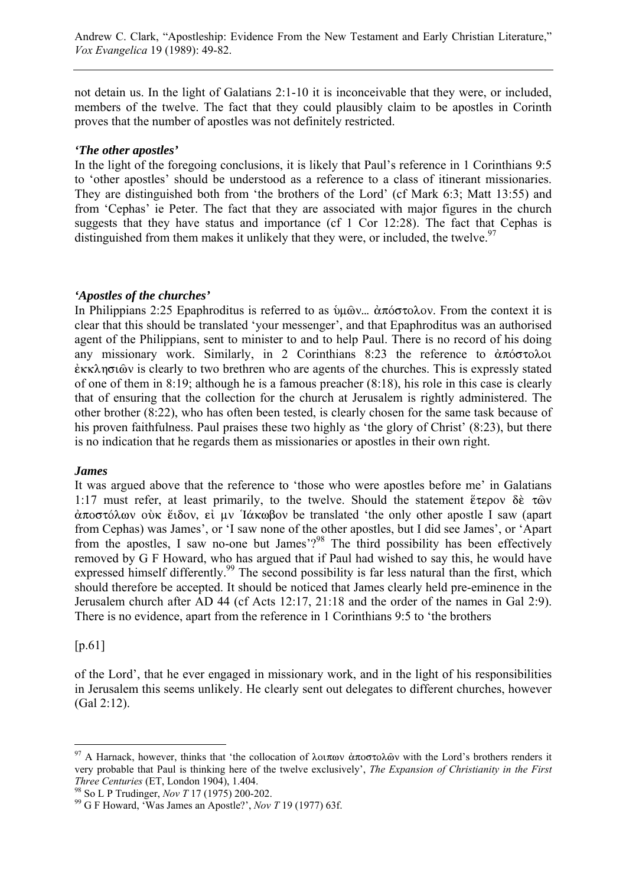not detain us. In the light of Galatians 2:1-10 it is inconceivable that they were, or included, members of the twelve. The fact that they could plausibly claim to be apostles in Corinth proves that the number of apostles was not definitely restricted.

### *'The other apostles'*

In the light of the foregoing conclusions, it is likely that Paul's reference in 1 Corinthians 9:5 to 'other apostles' should be understood as a reference to a class of itinerant missionaries. They are distinguished both from 'the brothers of the Lord' (cf Mark 6:3; Matt 13:55) and from 'Cephas' ie Peter. The fact that they are associated with major figures in the church suggests that they have status and importance (cf 1 Cor 12:28). The fact that Cephas is distinguished from them makes it unlikely that they were, or included, the twelve.[97]

### *'Apostles of the churches'*

In Philippians 2:25 Epaphroditus is referred to as ὑμῶν... ἀπόστολον. From the context it is clear that this should be translated 'your messenger', and that Epaphroditus was an authorised agent of the Philippians, sent to minister to and to help Paul. There is no record of his doing any missionary work. Similarly, in 2 Corinthians 8:23 the reference to ἀπόστολοι ἐκκλησιῶν is clearly to two brethren who are agents of the churches. This is expressly stated of one of them in 8:19; although he is a famous preacher (8:18), his role in this case is clearly that of ensuring that the collection for the church at Jerusalem is rightly administered. The other brother (8:22), who has often been tested, is clearly chosen for the same task because of his proven faithfulness. Paul praises these two highly as 'the glory of Christ' (8:23), but there is no indication that he regards them as missionaries or apostles in their own right.

### *James*

It was argued above that the reference to 'those who were apostles before me' in Galatians 1:17 must refer, at least primarily, to the twelve. Should the statement ἕτερον δὲ τῶν ἀποστόλων οὐκ ἔιδον, εἰ μν Ἰάκωβον be translated 'the only other apostle I saw (apart from Cephas) was James', or 'I saw none of the other apostles, but I did see James', or 'Apart from the apostles, I saw no-one but James'?[98] The third possibility has been effectively removed by G F Howard, who has argued that if Paul had wished to say this, he would have expressed himself differently.[99] The second possibility is far less natural than the first, which should therefore be accepted. It should be noticed that James clearly held pre-eminence in the Jerusalem church after AD 44 (cf Acts 12:17, 21:18 and the order of the names in Gal 2:9). There is no evidence, apart from the reference in 1 Corinthians 9:5 to 'the brothers

[p.61]

of the Lord', that he ever engaged in missionary work, and in the light of his responsibilities in Jerusalem this seems unlikely. He clearly sent out delegates to different churches, however (Gal 2:12).

---

[97] A Harnack, however, thinks that 'the collocation of λοιπων ἀποστολῶν with the Lord's brothers renders it very probable that Paul is thinking here of the twelve exclusively', *The Expansion of Christianity in the First Three Centuries* (ET, London 1904), 1.404.

[98] So L P Trudinger, *Nov T* 17 (1975) 200-202.

[99] G F Howard, 'Was James an Apostle?', *Nov T* 19 (1977) 63f.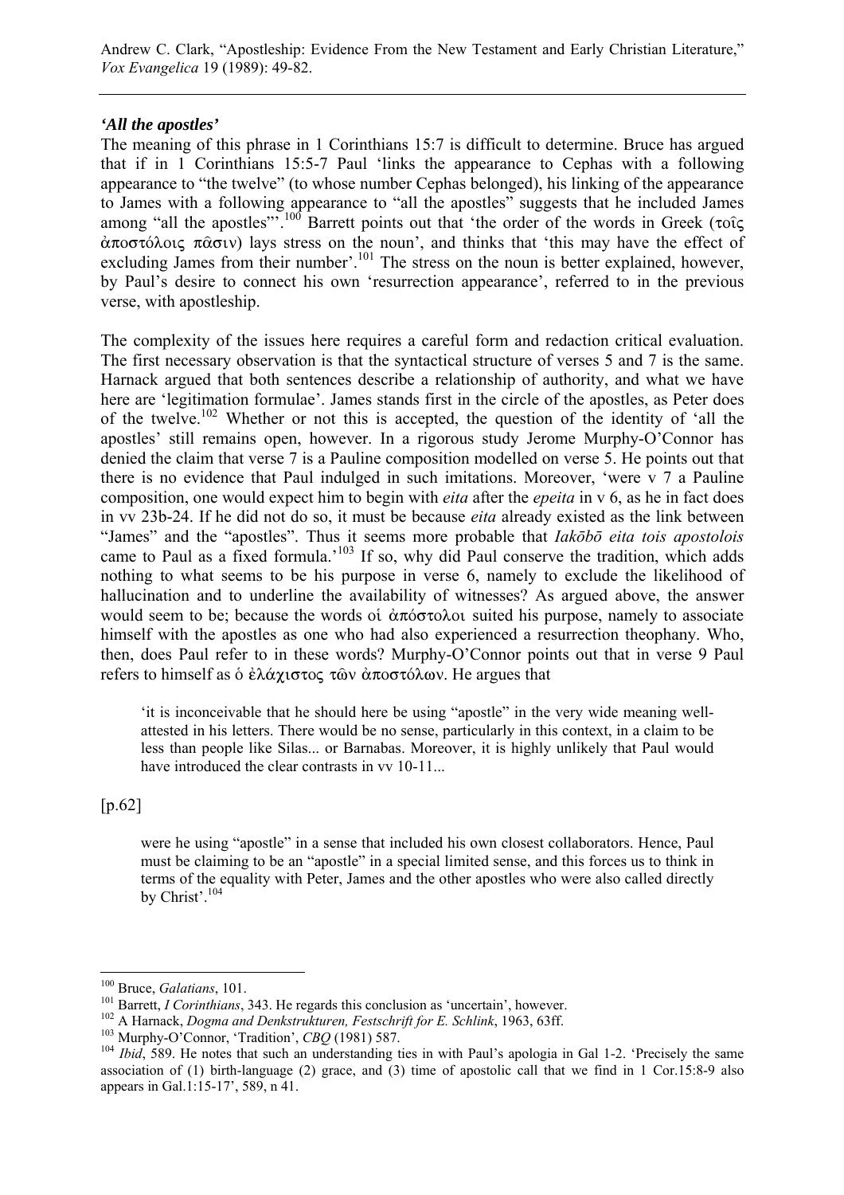### *'All the apostles'*

The meaning of this phrase in 1 Corinthians 15:7 is difficult to determine. Bruce has argued that if in 1 Corinthians 15:5-7 Paul 'links the appearance to Cephas with a following appearance to "the twelve" (to whose number Cephas belonged), his linking of the appearance to James with a following appearance to "all the apostles" suggests that he included James among "all the apostles"'.[100] Barrett points out that 'the order of the words in Greek (τοῖς ἀποστόλοις πᾶσιν) lays stress on the noun', and thinks that 'this may have the effect of excluding James from their number'.[101] The stress on the noun is better explained, however, by Paul's desire to connect his own 'resurrection appearance', referred to in the previous verse, with apostleship.

The complexity of the issues here requires a careful form and redaction critical evaluation. The first necessary observation is that the syntactical structure of verses 5 and 7 is the same. Harnack argued that both sentences describe a relationship of authority, and what we have here are 'legitimation formulae'. James stands first in the circle of the apostles, as Peter does of the twelve.[102] Whether or not this is accepted, the question of the identity of 'all the apostles' still remains open, however. In a rigorous study Jerome Murphy-O'Connor has denied the claim that verse 7 is a Pauline composition modelled on verse 5. He points out that there is no evidence that Paul indulged in such imitations. Moreover, 'were v 7 a Pauline composition, one would expect him to begin with *eita* after the *epeita* in v 6, as he in fact does in vv 23b-24. If he did not do so, it must be because *eita* already existed as the link between "James" and the "apostles". Thus it seems more probable that *Iakōbō eita tois apostolois* came to Paul as a fixed formula.'[103] If so, why did Paul conserve the tradition, which adds nothing to what seems to be his purpose in verse 6, namely to exclude the likelihood of hallucination and to underline the availability of witnesses? As argued above, the answer would seem to be; because the words οἱ ἀπόστολοι suited his purpose, namely to associate himself with the apostles as one who had also experienced a resurrection theophany. Who, then, does Paul refer to in these words? Murphy-O'Connor points out that in verse 9 Paul refers to himself as ὁ ἐλάχιστος τῶν ἀποστόλων. He argues that

> 'it is inconceivable that he should here be using "apostle" in the very wide meaning well-attested in his letters. There would be no sense, particularly in this context, in a claim to be less than people like Silas... or Barnabas. Moreover, it is highly unlikely that Paul would have introduced the clear contrasts in vv 10-11...

[p.62]

> were he using "apostle" in a sense that included his own closest collaborators. Hence, Paul must be claiming to be an "apostle" in a special limited sense, and this forces us to think in terms of the equality with Peter, James and the other apostles who were also called directly by Christ'.[104]

---

[100] Bruce, *Galatians*, 101.

[101] Barrett, *I Corinthians*, 343. He regards this conclusion as 'uncertain', however.

[102] A Harnack, *Dogma and Denkstrukturen, Festschrift for E. Schlink*, 1963, 63ff.

[103] Murphy-O'Connor, 'Tradition', *CBQ* (1981) 587.

[104] *Ibid*, 589. He notes that such an understanding ties in with Paul's apologia in Gal 1-2. 'Precisely the same association of (1) birth-language (2) grace, and (3) time of apostolic call that we find in 1 Cor.15:8-9 also appears in Gal.1:15-17', 589, n 41.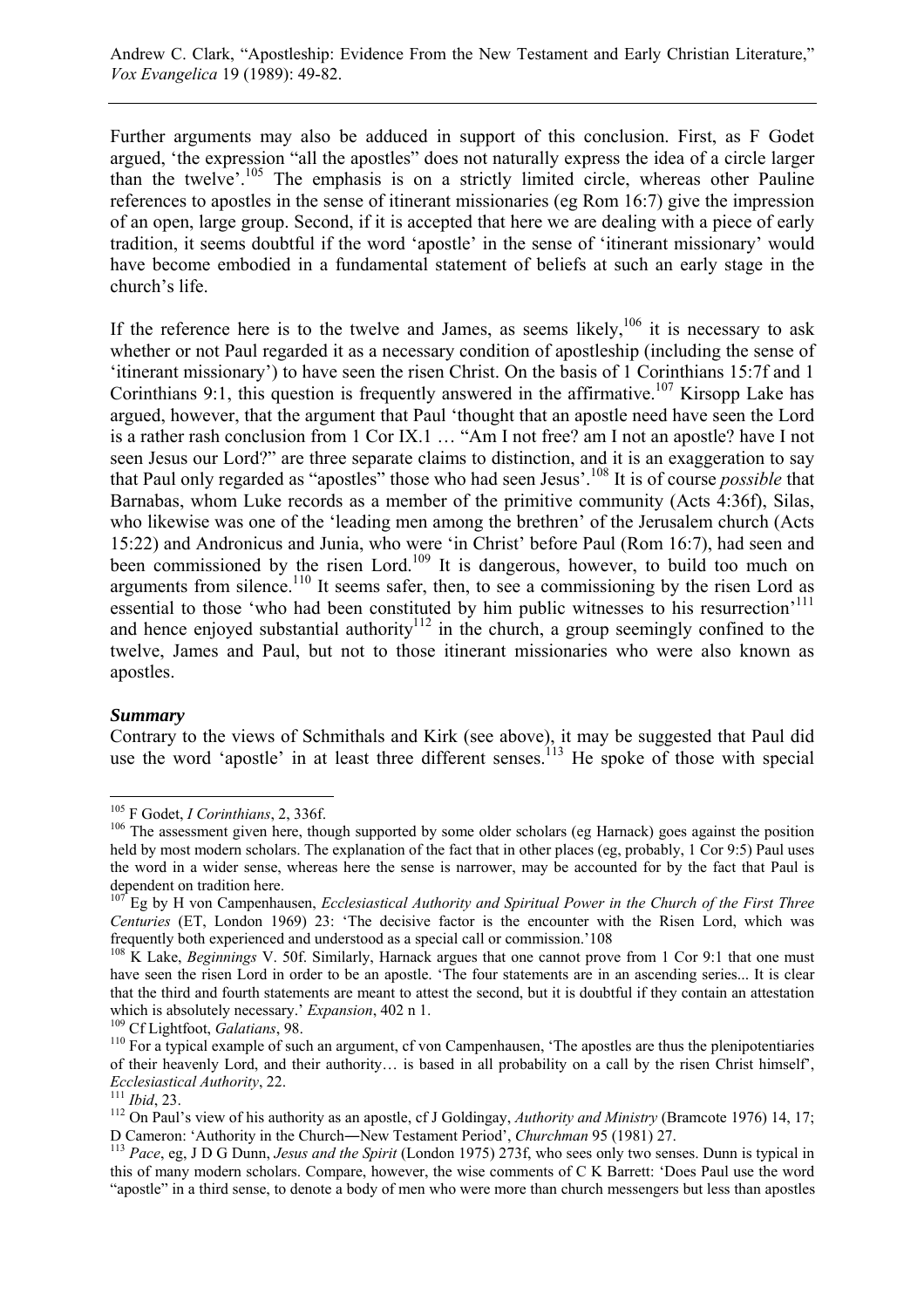Further arguments may also be adduced in support of this conclusion. First, as F Godet argued, 'the expression "all the apostles" does not naturally express the idea of a circle larger than the twelve'.[105] The emphasis is on a strictly limited circle, whereas other Pauline references to apostles in the sense of itinerant missionaries (eg Rom 16:7) give the impression of an open, large group. Second, if it is accepted that here we are dealing with a piece of early tradition, it seems doubtful if the word 'apostle' in the sense of 'itinerant missionary' would have become embodied in a fundamental statement of beliefs at such an early stage in the church's life.

If the reference here is to the twelve and James, as seems likely,[106] it is necessary to ask whether or not Paul regarded it as a necessary condition of apostleship (including the sense of 'itinerant missionary') to have seen the risen Christ. On the basis of 1 Corinthians 15:7f and 1 Corinthians 9:1, this question is frequently answered in the affirmative.[107] Kirsopp Lake has argued, however, that the argument that Paul 'thought that an apostle need have seen the Lord is a rather rash conclusion from 1 Cor IX.1 … "Am I not free? am I not an apostle? have I not seen Jesus our Lord?" are three separate claims to distinction, and it is an exaggeration to say that Paul only regarded as "apostles" those who had seen Jesus'.[108] It is of course *possible* that Barnabas, whom Luke records as a member of the primitive community (Acts 4:36f), Silas, who likewise was one of the 'leading men among the brethren' of the Jerusalem church (Acts 15:22) and Andronicus and Junia, who were 'in Christ' before Paul (Rom 16:7), had seen and been commissioned by the risen Lord.[109] It is dangerous, however, to build too much on arguments from silence.[110] It seems safer, then, to see a commissioning by the risen Lord as essential to those 'who had been constituted by him public witnesses to his resurrection'[111] and hence enjoyed substantial authority[112] in the church, a group seemingly confined to the twelve, James and Paul, but not to those itinerant missionaries who were also known as apostles.

### *Summary*

Contrary to the views of Schmithals and Kirk (see above), it may be suggested that Paul did use the word 'apostle' in at least three different senses.[113] He spoke of those with special

---

[105] F Godet, *I Corinthians*, 2, 336f.

[106] The assessment given here, though supported by some older scholars (eg Harnack) goes against the position held by most modern scholars. The explanation of the fact that in other places (eg, probably, 1 Cor 9:5) Paul uses the word in a wider sense, whereas here the sense is narrower, may be accounted for by the fact that Paul is dependent on tradition here.

[107] Eg by H von Campenhausen, *Ecclesiastical Authority and Spiritual Power in the Church of the First Three Centuries* (ET, London 1969) 23: 'The decisive factor is the encounter with the Risen Lord, which was frequently both experienced and understood as a special call or commission.'108

[108] K Lake, *Beginnings* V. 50f. Similarly, Harnack argues that one cannot prove from 1 Cor 9:1 that one must have seen the risen Lord in order to be an apostle. 'The four statements are in an ascending series... It is clear that the third and fourth statements are meant to attest the second, but it is doubtful if they contain an attestation which is absolutely necessary.' *Expansion*, 402 n 1.

[109] Cf Lightfoot, *Galatians*, 98.

[110] For a typical example of such an argument, cf von Campenhausen, 'The apostles are thus the plenipotentiaries of their heavenly Lord, and their authority… is based in all probability on a call by the risen Christ himself', *Ecclesiastical Authority*, 22.

[111] *Ibid*, 23.

[112] On Paul's view of his authority as an apostle, cf J Goldingay, *Authority and Ministry* (Bramcote 1976) 14, 17; D Cameron: 'Authority in the Church—New Testament Period', *Churchman* 95 (1981) 27.

[113] *Pace*, eg, J D G Dunn, *Jesus and the Spirit* (London 1975) 273f, who sees only two senses. Dunn is typical in this of many modern scholars. Compare, however, the wise comments of C K Barrett: 'Does Paul use the word "apostle" in a third sense, to denote a body of men who were more than church messengers but less than apostles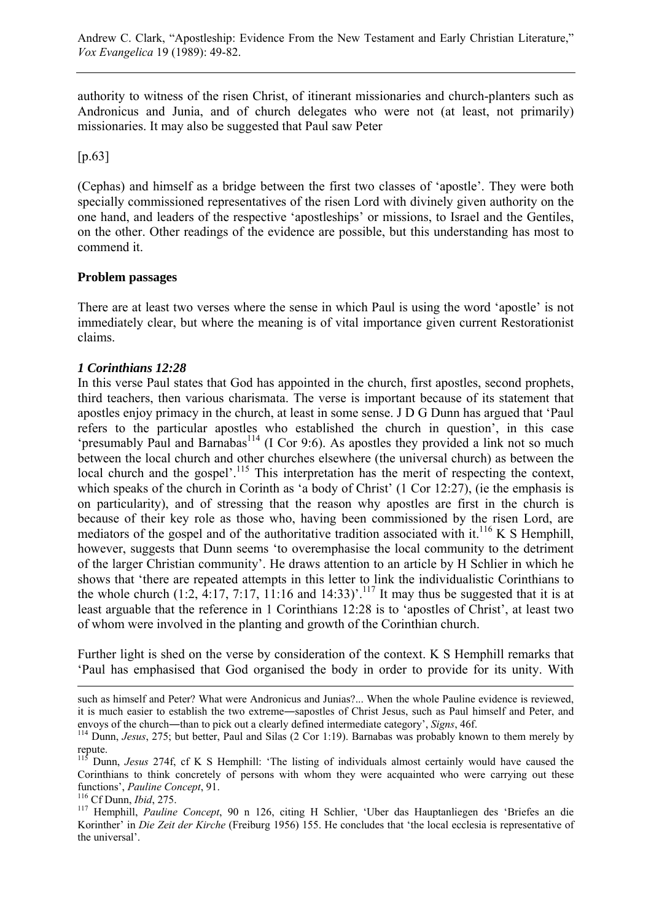authority to witness of the risen Christ, of itinerant missionaries and church-planters such as Andronicus and Junia, and of church delegates who were not (at least, not primarily) missionaries. It may also be suggested that Paul saw Peter

[p.63]

(Cephas) and himself as a bridge between the first two classes of 'apostle'. They were both specially commissioned representatives of the risen Lord with divinely given authority on the one hand, and leaders of the respective 'apostleships' or missions, to Israel and the Gentiles, on the other. Other readings of the evidence are possible, but this understanding has most to commend it.

**Problem passages**

There are at least two verses where the sense in which Paul is using the word 'apostle' is not immediately clear, but where the meaning is of vital importance given current Restorationist claims.

***1 Corinthians 12:28***

In this verse Paul states that God has appointed in the church, first apostles, second prophets, third teachers, then various charismata. The verse is important because of its statement that apostles enjoy primacy in the church, at least in some sense. J D G Dunn has argued that 'Paul refers to the particular apostles who established the church in question', in this case 'presumably Paul and Barnabas[114] (I Cor 9:6). As apostles they provided a link not so much between the local church and other churches elsewhere (the universal church) as between the local church and the gospel'.[115] This interpretation has the merit of respecting the context, which speaks of the church in Corinth as 'a body of Christ' (1 Cor 12:27), (ie the emphasis is on particularity), and of stressing that the reason why apostles are first in the church is because of their key role as those who, having been commissioned by the risen Lord, are mediators of the gospel and of the authoritative tradition associated with it.[116] K S Hemphill, however, suggests that Dunn seems 'to overemphasise the local community to the detriment of the larger Christian community'. He draws attention to an article by H Schlier in which he shows that 'there are repeated attempts in this letter to link the individualistic Corinthians to the whole church (1:2, 4:17, 7:17, 11:16 and 14:33)'.[117] It may thus be suggested that it is at least arguable that the reference in 1 Corinthians 12:28 is to 'apostles of Christ', at least two of whom were involved in the planting and growth of the Corinthian church.

Further light is shed on the verse by consideration of the context. K S Hemphill remarks that 'Paul has emphasised that God organised the body in order to provide for its unity. With

---

such as himself and Peter? What were Andronicus and Junias?... When the whole Pauline evidence is reviewed, it is much easier to establish the two extreme―sapostles of Christ Jesus, such as Paul himself and Peter, and envoys of the church―than to pick out a clearly defined intermediate category', *Signs*, 46f.

[114] Dunn, *Jesus*, 275; but better, Paul and Silas (2 Cor 1:19). Barnabas was probably known to them merely by repute.

[115] Dunn, *Jesus* 274f, cf K S Hemphill: 'The listing of individuals almost certainly would have caused the Corinthians to think concretely of persons with whom they were acquainted who were carrying out these functions', *Pauline Concept*, 91.

[116] Cf Dunn, *Ibid*, 275.

[117] Hemphill, *Pauline Concept*, 90 n 126, citing H Schlier, 'Uber das Hauptanliegen des 'Briefes an die Korinther' in *Die Zeit der Kirche* (Freiburg 1956) 155. He concludes that 'the local ecclesia is representative of the universal'.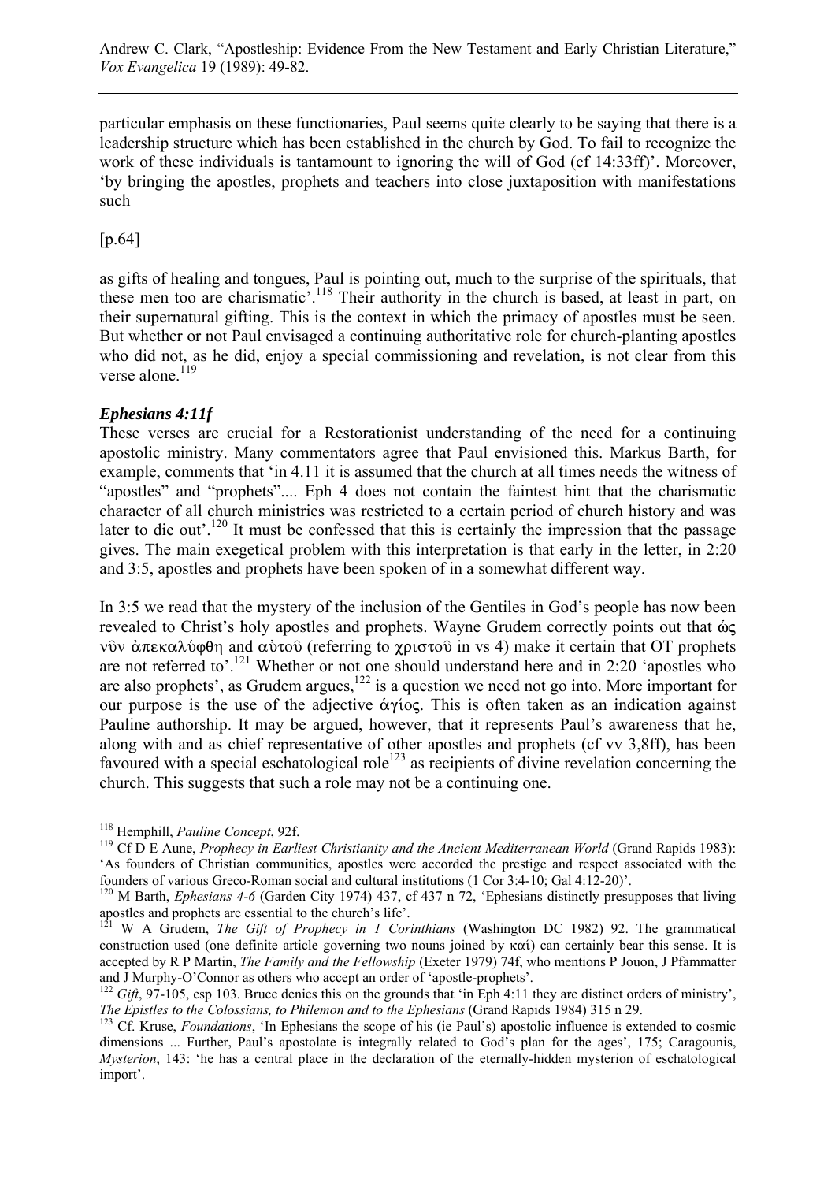particular emphasis on these functionaries, Paul seems quite clearly to be saying that there is a leadership structure which has been established in the church by God. To fail to recognize the work of these individuals is tantamount to ignoring the will of God (cf 14:33ff)'. Moreover, 'by bringing the apostles, prophets and teachers into close juxtaposition with manifestations such

[p.64]

as gifts of healing and tongues, Paul is pointing out, much to the surprise of the spirituals, that these men too are charismatic'.[118] Their authority in the church is based, at least in part, on their supernatural gifting. This is the context in which the primacy of apostles must be seen. But whether or not Paul envisaged a continuing authoritative role for church-planting apostles who did not, as he did, enjoy a special commissioning and revelation, is not clear from this verse alone.[119]

### *Ephesians 4:11f*

These verses are crucial for a Restorationist understanding of the need for a continuing apostolic ministry. Many commentators agree that Paul envisioned this. Markus Barth, for example, comments that 'in 4.11 it is assumed that the church at all times needs the witness of "apostles" and "prophets".... Eph 4 does not contain the faintest hint that the charismatic character of all church ministries was restricted to a certain period of church history and was later to die out'.[120] It must be confessed that this is certainly the impression that the passage gives. The main exegetical problem with this interpretation is that early in the letter, in 2:20 and 3:5, apostles and prophets have been spoken of in a somewhat different way.

In 3:5 we read that the mystery of the inclusion of the Gentiles in God's people has now been revealed to Christ's holy apostles and prophets. Wayne Grudem correctly points out that ὡς νῦν ἀπεκαλύφθη and αὐτοῦ (referring to χριστοῦ in vs 4) make it certain that OT prophets are not referred to'.[121] Whether or not one should understand here and in 2:20 'apostles who are also prophets', as Grudem argues,[122] is a question we need not go into. More important for our purpose is the use of the adjective ἁγίος. This is often taken as an indication against Pauline authorship. It may be argued, however, that it represents Paul's awareness that he, along with and as chief representative of other apostles and prophets (cf vv 3,8ff), has been favoured with a special eschatological role[123] as recipients of divine revelation concerning the church. This suggests that such a role may not be a continuing one.

---

[118] Hemphill, *Pauline Concept*, 92f.

[119] Cf D E Aune, *Prophecy in Earliest Christianity and the Ancient Mediterranean World* (Grand Rapids 1983): 'As founders of Christian communities, apostles were accorded the prestige and respect associated with the founders of various Greco-Roman social and cultural institutions (1 Cor 3:4-10; Gal 4:12-20)'.

[120] M Barth, *Ephesians 4-6* (Garden City 1974) 437, cf 437 n 72, 'Ephesians distinctly presupposes that living apostles and prophets are essential to the church's life'.

[121] W A Grudem, *The Gift of Prophecy in 1 Corinthians* (Washington DC 1982) 92. The grammatical construction used (one definite article governing two nouns joined by καί) can certainly bear this sense. It is accepted by R P Martin, *The Family and the Fellowship* (Exeter 1979) 74f, who mentions P Jouon, J Pfammatter and J Murphy-O'Connor as others who accept an order of 'apostle-prophets'.

[122] *Gift*, 97-105, esp 103. Bruce denies this on the grounds that 'in Eph 4:11 they are distinct orders of ministry', *The Epistles to the Colossians, to Philemon and to the Ephesians* (Grand Rapids 1984) 315 n 29.

[123] Cf. Kruse, *Foundations*, 'In Ephesians the scope of his (ie Paul's) apostolic influence is extended to cosmic dimensions ... Further, Paul's apostolate is integrally related to God's plan for the ages', 175; Caragounis, *Mysterion*, 143: 'he has a central place in the declaration of the eternally-hidden mysterion of eschatological import'.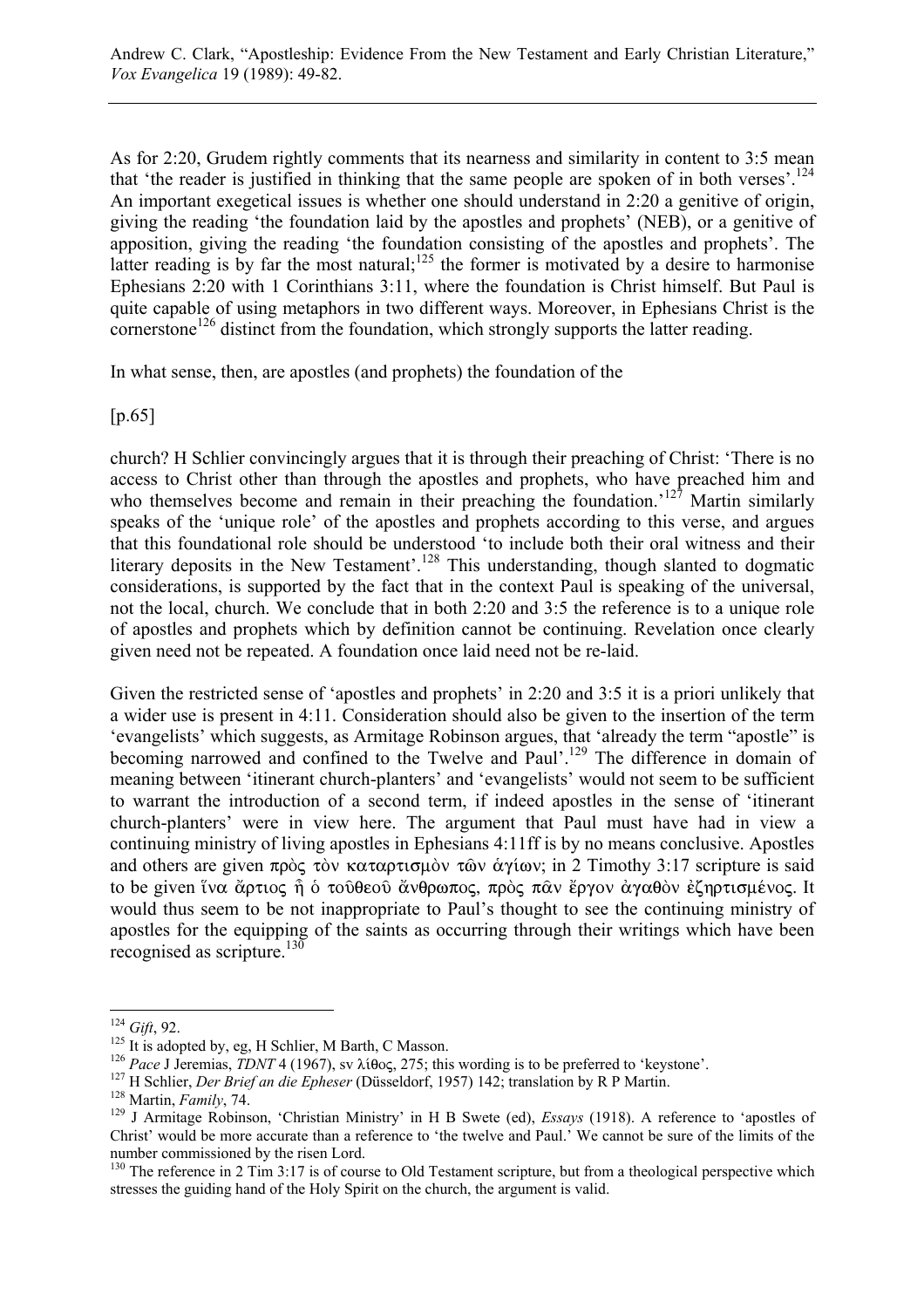As for 2:20, Grudem rightly comments that its nearness and similarity in content to 3:5 mean that 'the reader is justified in thinking that the same people are spoken of in both verses'.[124] An important exegetical issues is whether one should understand in 2:20 a genitive of origin, giving the reading 'the foundation laid by the apostles and prophets' (NEB), or a genitive of apposition, giving the reading 'the foundation consisting of the apostles and prophets'. The latter reading is by far the most natural;[125] the former is motivated by a desire to harmonise Ephesians 2:20 with 1 Corinthians 3:11, where the foundation is Christ himself. But Paul is quite capable of using metaphors in two different ways. Moreover, in Ephesians Christ is the cornerstone[126] distinct from the foundation, which strongly supports the latter reading.

In what sense, then, are apostles (and prophets) the foundation of the

[p.65]

church? H Schlier convincingly argues that it is through their preaching of Christ: 'There is no access to Christ other than through the apostles and prophets, who have preached him and who themselves become and remain in their preaching the foundation.'[127] Martin similarly speaks of the 'unique role' of the apostles and prophets according to this verse, and argues that this foundational role should be understood 'to include both their oral witness and their literary deposits in the New Testament'.[128] This understanding, though slanted to dogmatic considerations, is supported by the fact that in the context Paul is speaking of the universal, not the local, church. We conclude that in both 2:20 and 3:5 the reference is to a unique role of apostles and prophets which by definition cannot be continuing. Revelation once clearly given need not be repeated. A foundation once laid need not be re-laid.

Given the restricted sense of 'apostles and prophets' in 2:20 and 3:5 it is a priori unlikely that a wider use is present in 4:11. Consideration should also be given to the insertion of the term 'evangelists' which suggests, as Armitage Robinson argues, that 'already the term "apostle" is becoming narrowed and confined to the Twelve and Paul'.[129] The difference in domain of meaning between 'itinerant church-planters' and 'evangelists' would not seem to be sufficient to warrant the introduction of a second term, if indeed apostles in the sense of 'itinerant church-planters' were in view here. The argument that Paul must have had in view a continuing ministry of living apostles in Ephesians 4:11ff is by no means conclusive. Apostles and others are given πρὸς τὸν καταρτισμὸν τῶν ἁγίων; in 2 Timothy 3:17 scripture is said to be given ἵνα ἄρτιος ᾖ ὁ τοῦθεοῦ ἄνθρωπος, πρὸς πᾶν ἔργον ἀγαθὸν ἐξηρτισμένος. It would thus seem to be not inappropriate to Paul's thought to see the continuing ministry of apostles for the equipping of the saints as occurring through their writings which have been recognised as scripture.[130]

---

[124] *Gift*, 92.

[125] It is adopted by, eg, H Schlier, M Barth, C Masson.

[126] *Pace* J Jeremias, *TDNT* 4 (1967), sv λίθος, 275; this wording is to be preferred to 'keystone'.

[127] H Schlier, *Der Brief an die Epheser* (Düsseldorf, 1957) 142; translation by R P Martin.

[128] Martin, *Family*, 74.

[129] J Armitage Robinson, 'Christian Ministry' in H B Swete (ed), *Essays* (1918). A reference to 'apostles of Christ' would be more accurate than a reference to 'the twelve and Paul.' We cannot be sure of the limits of the number commissioned by the risen Lord.

[130] The reference in 2 Tim 3:17 is of course to Old Testament scripture, but from a theological perspective which stresses the guiding hand of the Holy Spirit on the church, the argument is valid.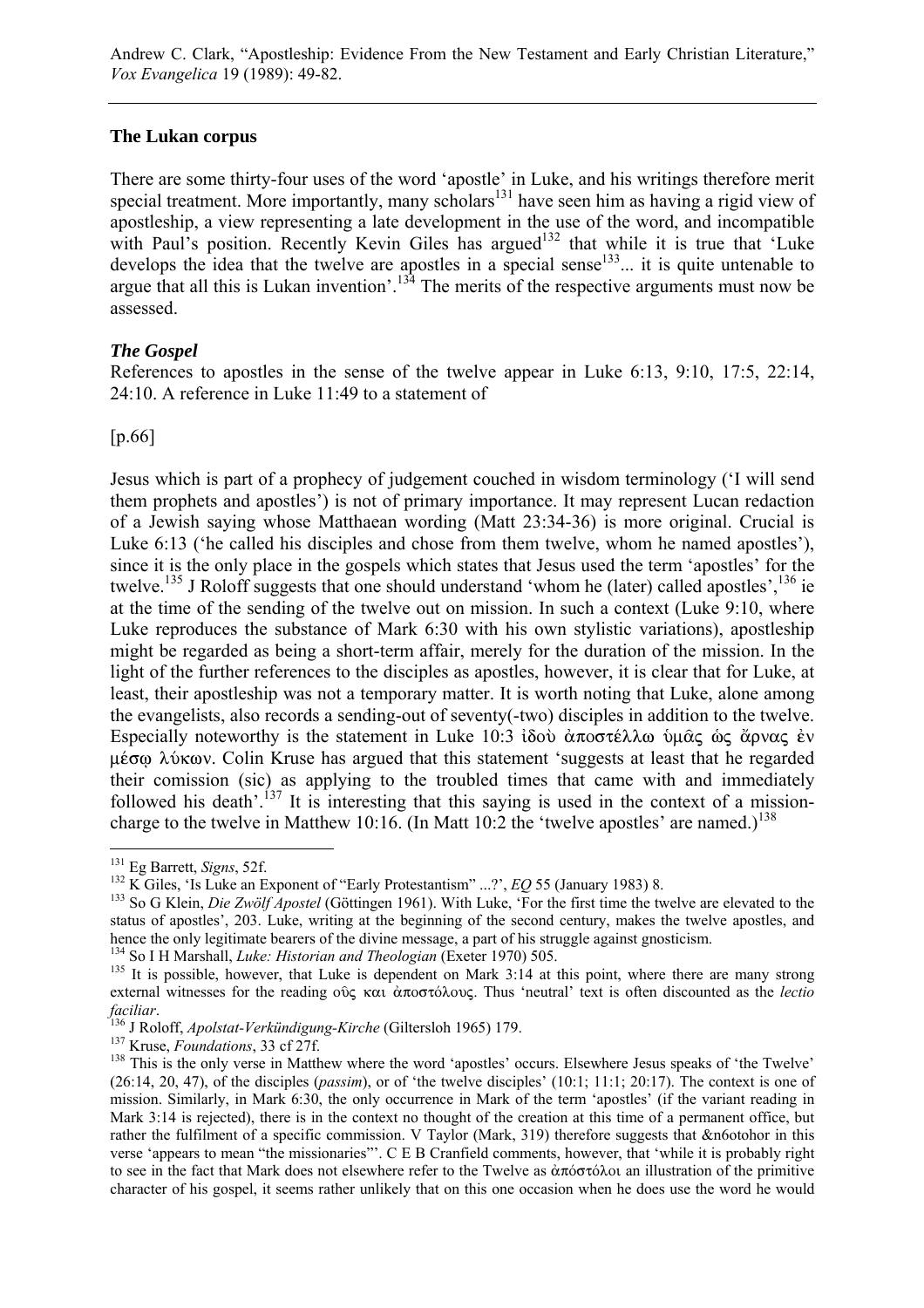## The Lukan corpus

There are some thirty-four uses of the word 'apostle' in Luke, and his writings therefore merit special treatment. More importantly, many scholars[131] have seen him as having a rigid view of apostleship, a view representing a late development in the use of the word, and incompatible with Paul's position. Recently Kevin Giles has argued[132] that while it is true that 'Luke develops the idea that the twelve are apostles in a special sense[133]... it is quite untenable to argue that all this is Lukan invention'.[134] The merits of the respective arguments must now be assessed.

### *The Gospel*

References to apostles in the sense of the twelve appear in Luke 6:13, 9:10, 17:5, 22:14, 24:10. A reference in Luke 11:49 to a statement of

[p.66]

Jesus which is part of a prophecy of judgement couched in wisdom terminology ('I will send them prophets and apostles') is not of primary importance. It may represent Lucan redaction of a Jewish saying whose Matthaean wording (Matt 23:34-36) is more original. Crucial is Luke 6:13 ('he called his disciples and chose from them twelve, whom he named apostles'), since it is the only place in the gospels which states that Jesus used the term 'apostles' for the twelve.[135] J Roloff suggests that one should understand 'whom he (later) called apostles',[136] ie at the time of the sending of the twelve out on mission. In such a context (Luke 9:10, where Luke reproduces the substance of Mark 6:30 with his own stylistic variations), apostleship might be regarded as being a short-term affair, merely for the duration of the mission. In the light of the further references to the disciples as apostles, however, it is clear that for Luke, at least, their apostleship was not a temporary matter. It is worth noting that Luke, alone among the evangelists, also records a sending-out of seventy(-two) disciples in addition to the twelve. Especially noteworthy is the statement in Luke 10:3 ἰδοὺ ἀποστέλλω ὑμᾶς ὡς ἄρνας ἐν μέσῳ λύκων. Colin Kruse has argued that this statement 'suggests at least that he regarded their comission (sic) as applying to the troubled times that came with and immediately followed his death'.[137] It is interesting that this saying is used in the context of a mission-charge to the twelve in Matthew 10:16. (In Matt 10:2 the 'twelve apostles' are named.)[138]

---

[131] Eg Barrett, *Signs*, 52f.

[132] K Giles, 'Is Luke an Exponent of "Early Protestantism" ...?', *EQ* 55 (January 1983) 8.

[133] So G Klein, *Die Zwölf Apostel* (Göttingen 1961). With Luke, 'For the first time the twelve are elevated to the status of apostles', 203. Luke, writing at the beginning of the second century, makes the twelve apostles, and hence the only legitimate bearers of the divine message, a part of his struggle against gnosticism.

[134] So I H Marshall, *Luke: Historian and Theologian* (Exeter 1970) 505.

[135] It is possible, however, that Luke is dependent on Mark 3:14 at this point, where there are many strong external witnesses for the reading οὓς και ἀποστόλους. Thus 'neutral' text is often discounted as the *lectio faciliar*.

[136] J Roloff, *Apolstat-Verkündigung-Kirche* (Giltersloh 1965) 179.

[137] Kruse, *Foundations*, 33 cf 27f.

[138] This is the only verse in Matthew where the word 'apostles' occurs. Elsewhere Jesus speaks of 'the Twelve' (26:14, 20, 47), of the disciples (*passim*), or of 'the twelve disciples' (10:1; 11:1; 20:17). The context is one of mission. Similarly, in Mark 6:30, the only occurrence in Mark of the term 'apostles' (if the variant reading in Mark 3:14 is rejected), there is in the context no thought of the creation at this time of a permanent office, but rather the fulfilment of a specific commission. V Taylor (Mark, 319) therefore suggests that &n6otohor in this verse 'appears to mean "the missionaries"'. C E B Cranfield comments, however, that 'while it is probably right to see in the fact that Mark does not elsewhere refer to the Twelve as ἀπόστόλοι an illustration of the primitive character of his gospel, it seems rather unlikely that on this one occasion when he does use the word he would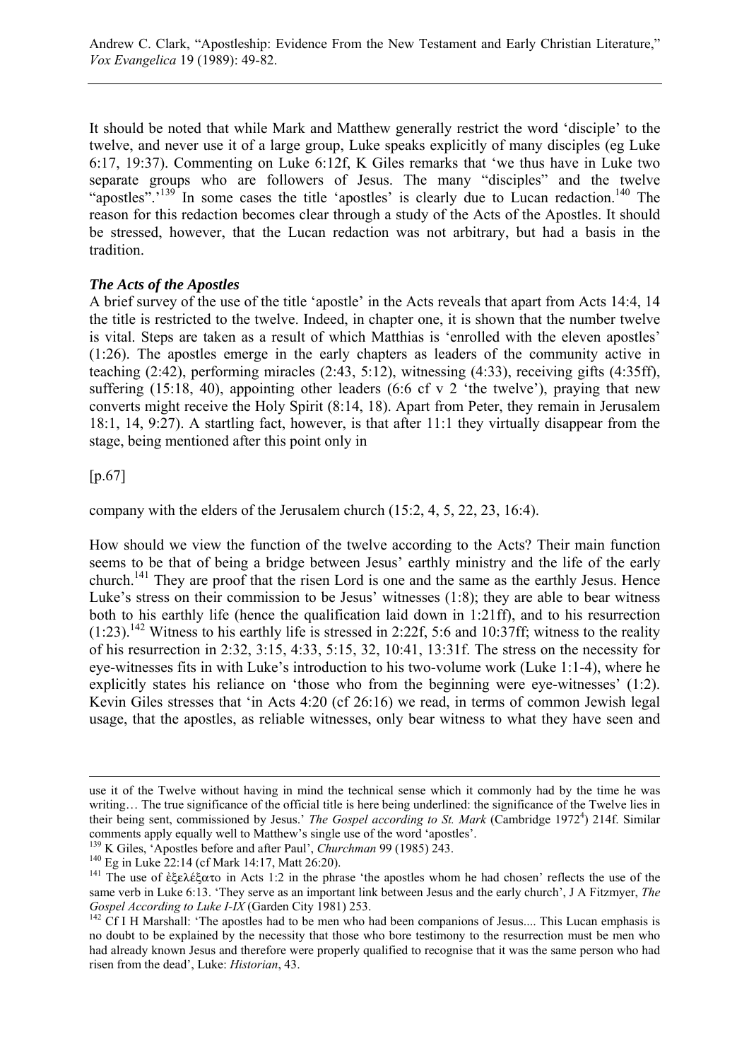It should be noted that while Mark and Matthew generally restrict the word 'disciple' to the twelve, and never use it of a large group, Luke speaks explicitly of many disciples (eg Luke 6:17, 19:37). Commenting on Luke 6:12f, K Giles remarks that 'we thus have in Luke two separate groups who are followers of Jesus. The many "disciples" and the twelve "apostles".'[139] In some cases the title 'apostles' is clearly due to Lucan redaction.[140] The reason for this redaction becomes clear through a study of the Acts of the Apostles. It should be stressed, however, that the Lucan redaction was not arbitrary, but had a basis in the tradition.

### *The Acts of the Apostles*

A brief survey of the use of the title 'apostle' in the Acts reveals that apart from Acts 14:4, 14 the title is restricted to the twelve. Indeed, in chapter one, it is shown that the number twelve is vital. Steps are taken as a result of which Matthias is 'enrolled with the eleven apostles' (1:26). The apostles emerge in the early chapters as leaders of the community active in teaching (2:42), performing miracles (2:43, 5:12), witnessing (4:33), receiving gifts (4:35ff), suffering (15:18, 40), appointing other leaders (6:6 cf v 2 'the twelve'), praying that new converts might receive the Holy Spirit (8:14, 18). Apart from Peter, they remain in Jerusalem 18:1, 14, 9:27). A startling fact, however, is that after 11:1 they virtually disappear from the stage, being mentioned after this point only in

[p.67]

company with the elders of the Jerusalem church (15:2, 4, 5, 22, 23, 16:4).

How should we view the function of the twelve according to the Acts? Their main function seems to be that of being a bridge between Jesus' earthly ministry and the life of the early church.[141] They are proof that the risen Lord is one and the same as the earthly Jesus. Hence Luke's stress on their commission to be Jesus' witnesses (1:8); they are able to bear witness both to his earthly life (hence the qualification laid down in 1:21ff), and to his resurrection (1:23).[142] Witness to his earthly life is stressed in 2:22f, 5:6 and 10:37ff; witness to the reality of his resurrection in 2:32, 3:15, 4:33, 5:15, 32, 10:41, 13:31f. The stress on the necessity for eye-witnesses fits in with Luke's introduction to his two-volume work (Luke 1:1-4), where he explicitly states his reliance on 'those who from the beginning were eye-witnesses' (1:2). Kevin Giles stresses that 'in Acts 4:20 (cf 26:16) we read, in terms of common Jewish legal usage, that the apostles, as reliable witnesses, only bear witness to what they have seen and

---

use it of the Twelve without having in mind the technical sense which it commonly had by the time he was writing… The true significance of the official title is here being underlined: the significance of the Twelve lies in their being sent, commissioned by Jesus.' *The Gospel according to St. Mark* (Cambridge 1972[4]) 214f. Similar comments apply equally well to Matthew's single use of the word 'apostles'.

[139] K Giles, 'Apostles before and after Paul', *Churchman* 99 (1985) 243.

[140] Eg in Luke 22:14 (cf Mark 14:17, Matt 26:20).

[141] The use of ἐξελέξατο in Acts 1:2 in the phrase 'the apostles whom he had chosen' reflects the use of the same verb in Luke 6:13. 'They serve as an important link between Jesus and the early church', J A Fitzmyer, *The Gospel According to Luke I-IX* (Garden City 1981) 253.

[142] Cf I H Marshall: 'The apostles had to be men who had been companions of Jesus.... This Lucan emphasis is no doubt to be explained by the necessity that those who bore testimony to the resurrection must be men who had already known Jesus and therefore were properly qualified to recognise that it was the same person who had risen from the dead', Luke: *Historian*, 43.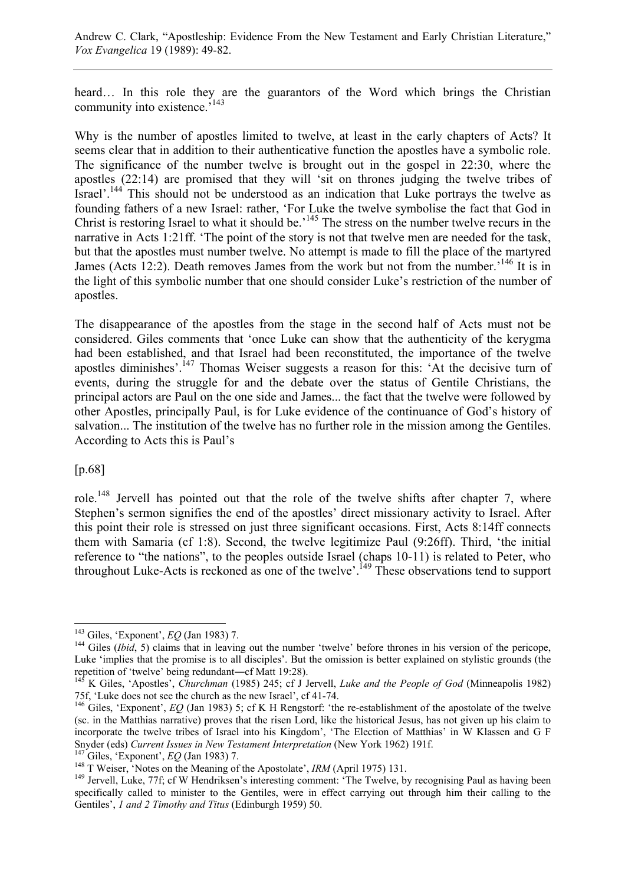heard… In this role they are the guarantors of the Word which brings the Christian community into existence.'[143]

Why is the number of apostles limited to twelve, at least in the early chapters of Acts? It seems clear that in addition to their authenticative function the apostles have a symbolic role. The significance of the number twelve is brought out in the gospel in 22:30, where the apostles (22:14) are promised that they will 'sit on thrones judging the twelve tribes of Israel'.[144] This should not be understood as an indication that Luke portrays the twelve as founding fathers of a new Israel: rather, 'For Luke the twelve symbolise the fact that God in Christ is restoring Israel to what it should be.'[145] The stress on the number twelve recurs in the narrative in Acts 1:21ff. 'The point of the story is not that twelve men are needed for the task, but that the apostles must number twelve. No attempt is made to fill the place of the martyred James (Acts 12:2). Death removes James from the work but not from the number.'[146] It is in the light of this symbolic number that one should consider Luke's restriction of the number of apostles.

The disappearance of the apostles from the stage in the second half of Acts must not be considered. Giles comments that 'once Luke can show that the authenticity of the kerygma had been established, and that Israel had been reconstituted, the importance of the twelve apostles diminishes'.[147] Thomas Weiser suggests a reason for this: 'At the decisive turn of events, during the struggle for and the debate over the status of Gentile Christians, the principal actors are Paul on the one side and James... the fact that the twelve were followed by other Apostles, principally Paul, is for Luke evidence of the continuance of God's history of salvation... The institution of the twelve has no further role in the mission among the Gentiles. According to Acts this is Paul's

[p.68]

role.[148] Jervell has pointed out that the role of the twelve shifts after chapter 7, where Stephen's sermon signifies the end of the apostles' direct missionary activity to Israel. After this point their role is stressed on just three significant occasions. First, Acts 8:14ff connects them with Samaria (cf 1:8). Second, the twelve legitimize Paul (9:26ff). Third, 'the initial reference to "the nations", to the peoples outside Israel (chaps 10-11) is related to Peter, who throughout Luke-Acts is reckoned as one of the twelve'.[149] These observations tend to support

---

[143] Giles, 'Exponent', *EQ* (Jan 1983) 7.

[144] Giles (*Ibid*, 5) claims that in leaving out the number 'twelve' before thrones in his version of the pericope, Luke 'implies that the promise is to all disciples'. But the omission is better explained on stylistic grounds (the repetition of 'twelve' being redundant—cf Matt 19:28).

[145] K Giles, 'Apostles', *Churchman* (1985) 245; cf J Jervell, *Luke and the People of God* (Minneapolis 1982) 75f, 'Luke does not see the church as the new Israel', cf 41-74.

[146] Giles, 'Exponent', *EQ* (Jan 1983) 5; cf K H Rengstorf: 'the re-establishment of the apostolate of the twelve (sc. in the Matthias narrative) proves that the risen Lord, like the historical Jesus, has not given up his claim to incorporate the twelve tribes of Israel into his Kingdom', 'The Election of Matthias' in W Klassen and G F Snyder (eds) *Current Issues in New Testament Interpretation* (New York 1962) 191f.

[147] Giles, 'Exponent', *EQ* (Jan 1983) 7.

[148] T Weiser, 'Notes on the Meaning of the Apostolate', *IRM* (April 1975) 131.

[149] Jervell, Luke, 77f; cf W Hendriksen's interesting comment: 'The Twelve, by recognising Paul as having been specifically called to minister to the Gentiles, were in effect carrying out through him their calling to the Gentiles', *1 and 2 Timothy and Titus* (Edinburgh 1959) 50.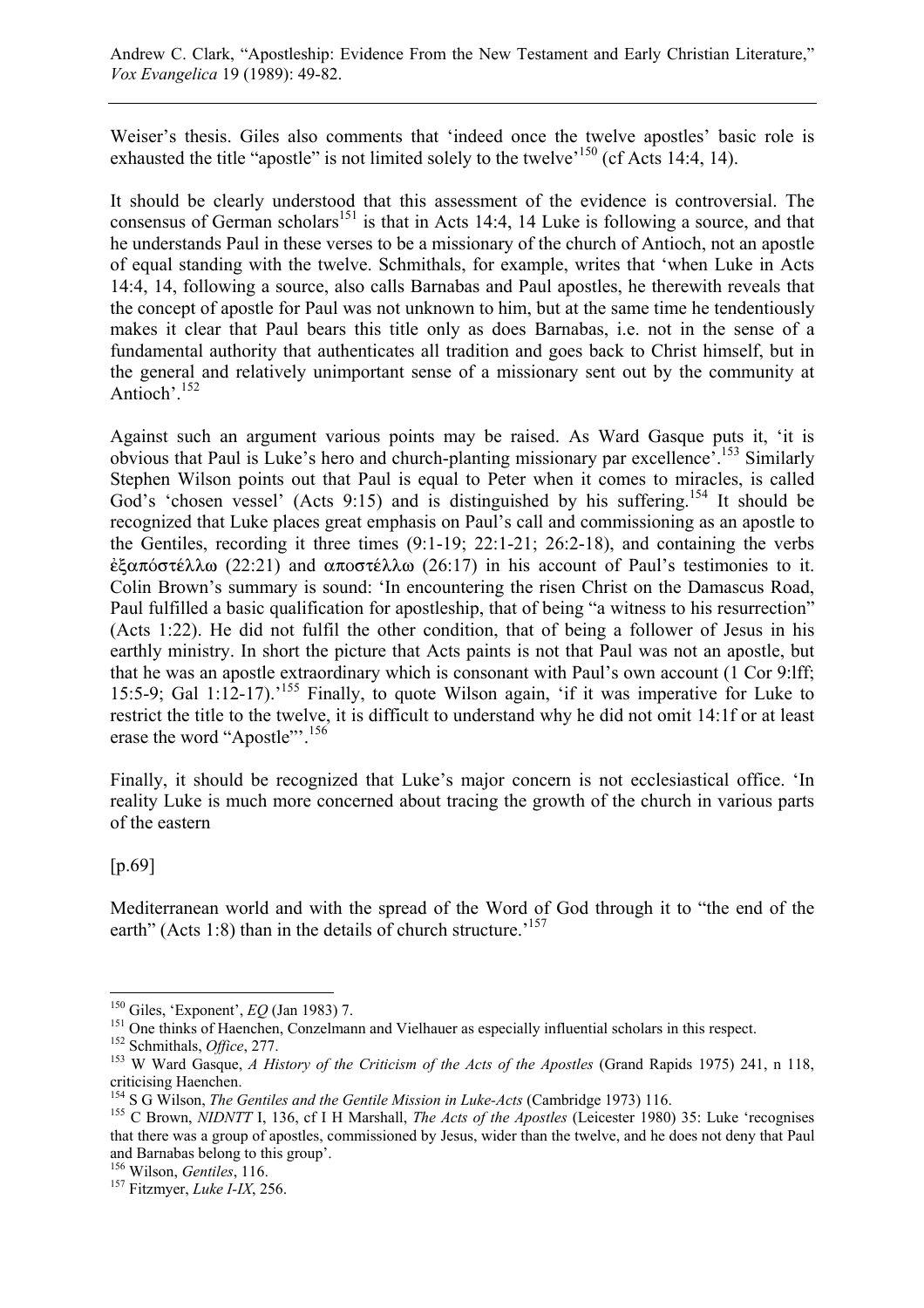Weiser's thesis. Giles also comments that 'indeed once the twelve apostles' basic role is exhausted the title "apostle" is not limited solely to the twelve'[150] (cf Acts 14:4, 14).

It should be clearly understood that this assessment of the evidence is controversial. The consensus of German scholars[151] is that in Acts 14:4, 14 Luke is following a source, and that he understands Paul in these verses to be a missionary of the church of Antioch, not an apostle of equal standing with the twelve. Schmithals, for example, writes that 'when Luke in Acts 14:4, 14, following a source, also calls Barnabas and Paul apostles, he therewith reveals that the concept of apostle for Paul was not unknown to him, but at the same time he tendentiously makes it clear that Paul bears this title only as does Barnabas, i.e. not in the sense of a fundamental authority that authenticates all tradition and goes back to Christ himself, but in the general and relatively unimportant sense of a missionary sent out by the community at Antioch'.[152]

Against such an argument various points may be raised. As Ward Gasque puts it, 'it is obvious that Paul is Luke's hero and church-planting missionary par excellence'.[153] Similarly Stephen Wilson points out that Paul is equal to Peter when it comes to miracles, is called God's 'chosen vessel' (Acts 9:15) and is distinguished by his suffering.[154] It should be recognized that Luke places great emphasis on Paul's call and commissioning as an apostle to the Gentiles, recording it three times (9:1-19; 22:1-21; 26:2-18), and containing the verbs ἐξαπόστέλλω (22:21) and αποστέλλω (26:17) in his account of Paul's testimonies to it. Colin Brown's summary is sound: 'In encountering the risen Christ on the Damascus Road, Paul fulfilled a basic qualification for apostleship, that of being "a witness to his resurrection" (Acts 1:22). He did not fulfil the other condition, that of being a follower of Jesus in his earthly ministry. In short the picture that Acts paints is not that Paul was not an apostle, but that he was an apostle extraordinary which is consonant with Paul's own account (1 Cor 9:lff; 15:5-9; Gal 1:12-17).'[155] Finally, to quote Wilson again, 'if it was imperative for Luke to restrict the title to the twelve, it is difficult to understand why he did not omit 14:1f or at least erase the word "Apostle"'.[156]

Finally, it should be recognized that Luke's major concern is not ecclesiastical office. 'In reality Luke is much more concerned about tracing the growth of the church in various parts of the eastern

[p.69]

Mediterranean world and with the spread of the Word of God through it to "the end of the earth" (Acts 1:8) than in the details of church structure.'[157]

---

[150] Giles, 'Exponent', *EQ* (Jan 1983) 7.

[151] One thinks of Haenchen, Conzelmann and Vielhauer as especially influential scholars in this respect.

[152] Schmithals, *Office*, 277.

[153] W Ward Gasque, *A History of the Criticism of the Acts of the Apostles* (Grand Rapids 1975) 241, n 118, criticising Haenchen.

[154] S G Wilson, *The Gentiles and the Gentile Mission in Luke-Acts* (Cambridge 1973) 116.

[155] C Brown, *NIDNTT* I, 136, cf I H Marshall, *The Acts of the Apostles* (Leicester 1980) 35: Luke 'recognises that there was a group of apostles, commissioned by Jesus, wider than the twelve, and he does not deny that Paul and Barnabas belong to this group'.

[156] Wilson, *Gentiles*, 116.

[157] Fitzmyer, *Luke I-IX*, 256.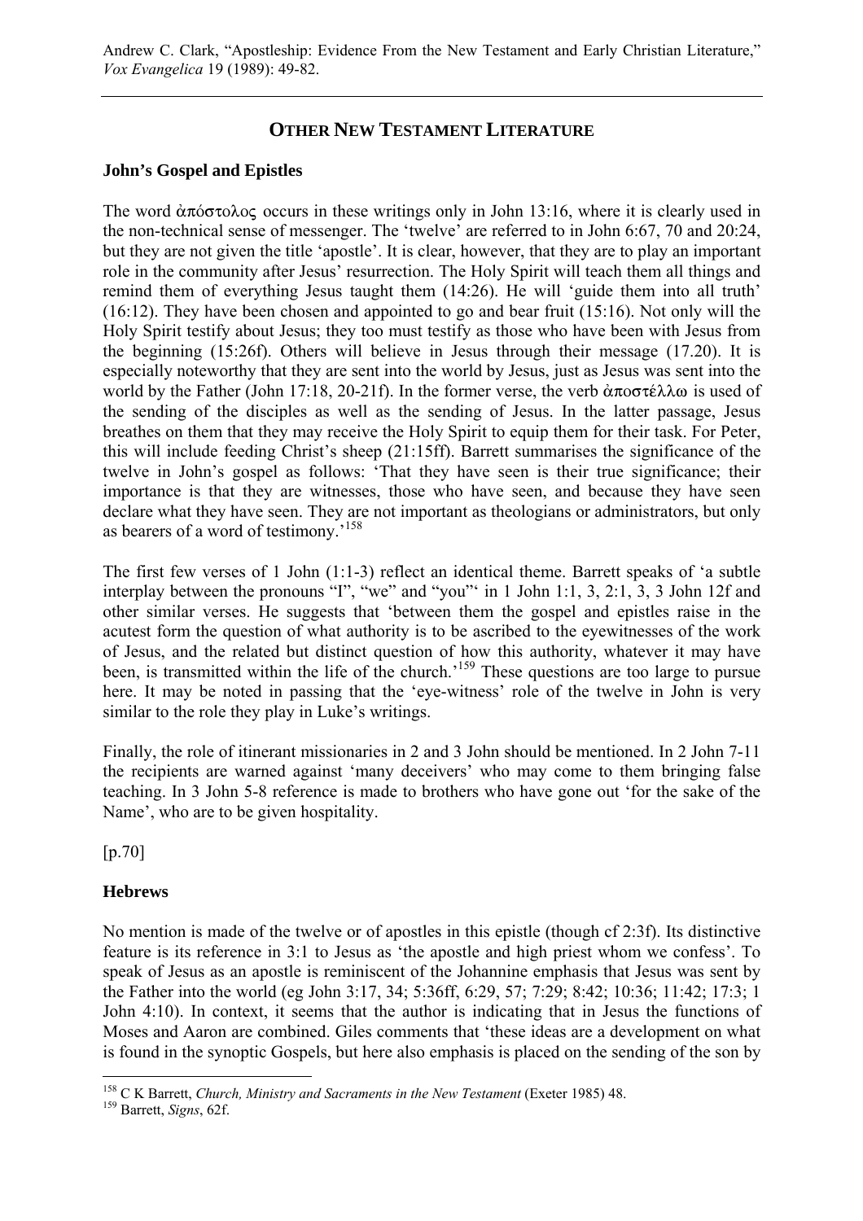## OTHER NEW TESTAMENT LITERATURE

### John's Gospel and Epistles

The word ἀπόστολος occurs in these writings only in John 13:16, where it is clearly used in the non-technical sense of messenger. The 'twelve' are referred to in John 6:67, 70 and 20:24, but they are not given the title 'apostle'. It is clear, however, that they are to play an important role in the community after Jesus' resurrection. The Holy Spirit will teach them all things and remind them of everything Jesus taught them (14:26). He will 'guide them into all truth' (16:12). They have been chosen and appointed to go and bear fruit (15:16). Not only will the Holy Spirit testify about Jesus; they too must testify as those who have been with Jesus from the beginning (15:26f). Others will believe in Jesus through their message (17.20). It is especially noteworthy that they are sent into the world by Jesus, just as Jesus was sent into the world by the Father (John 17:18, 20-21f). In the former verse, the verb ἀποστέλλω is used of the sending of the disciples as well as the sending of Jesus. In the latter passage, Jesus breathes on them that they may receive the Holy Spirit to equip them for their task. For Peter, this will include feeding Christ's sheep (21:15ff). Barrett summarises the significance of the twelve in John's gospel as follows: 'That they have seen is their true significance; their importance is that they are witnesses, those who have seen, and because they have seen declare what they have seen. They are not important as theologians or administrators, but only as bearers of a word of testimony.'[158]

The first few verses of 1 John (1:1-3) reflect an identical theme. Barrett speaks of 'a subtle interplay between the pronouns "I", "we" and "you"' in 1 John 1:1, 3, 2:1, 3, 3 John 12f and other similar verses. He suggests that 'between them the gospel and epistles raise in the acutest form the question of what authority is to be ascribed to the eyewitnesses of the work of Jesus, and the related but distinct question of how this authority, whatever it may have been, is transmitted within the life of the church.'[159] These questions are too large to pursue here. It may be noted in passing that the 'eye-witness' role of the twelve in John is very similar to the role they play in Luke's writings.

Finally, the role of itinerant missionaries in 2 and 3 John should be mentioned. In 2 John 7-11 the recipients are warned against 'many deceivers' who may come to them bringing false teaching. In 3 John 5-8 reference is made to brothers who have gone out 'for the sake of the Name', who are to be given hospitality.

[p.70]

### Hebrews

No mention is made of the twelve or of apostles in this epistle (though cf 2:3f). Its distinctive feature is its reference in 3:1 to Jesus as 'the apostle and high priest whom we confess'. To speak of Jesus as an apostle is reminiscent of the Johannine emphasis that Jesus was sent by the Father into the world (eg John 3:17, 34; 5:36ff, 6:29, 57; 7:29; 8:42; 10:36; 11:42; 17:3; 1 John 4:10). In context, it seems that the author is indicating that in Jesus the functions of Moses and Aaron are combined. Giles comments that 'these ideas are a development on what is found in the synoptic Gospels, but here also emphasis is placed on the sending of the son by

---

[158] C K Barrett, *Church, Ministry and Sacraments in the New Testament* (Exeter 1985) 48.

[159] Barrett, *Signs*, 62f.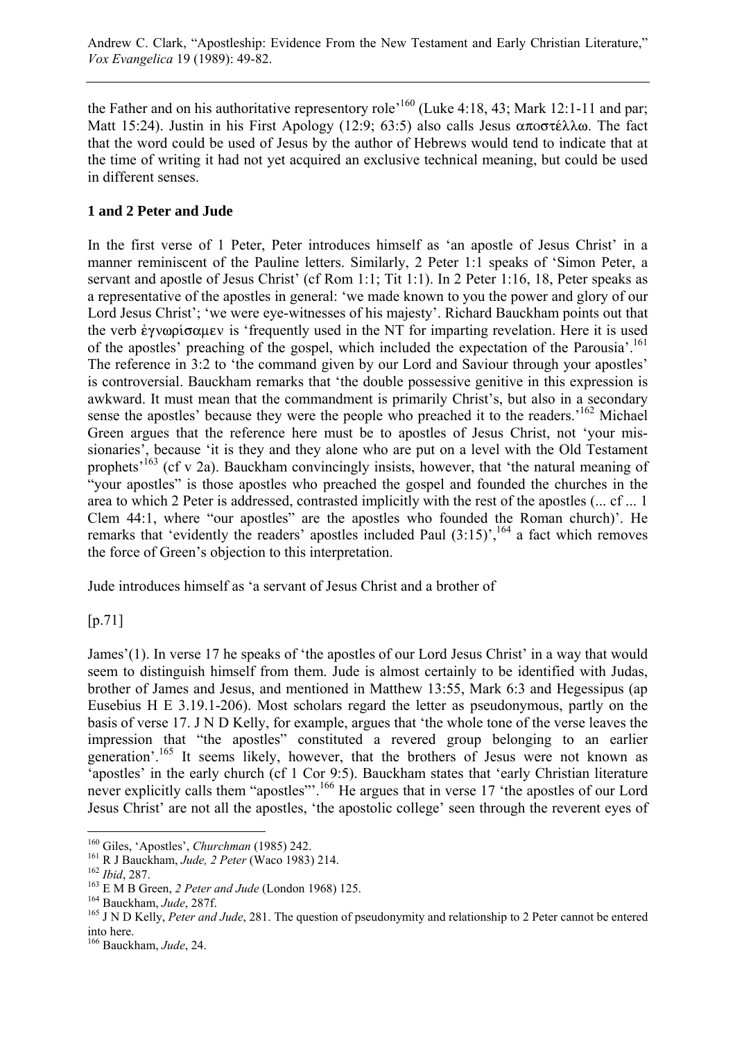the Father and on his authoritative representory role'[160] (Luke 4:18, 43; Mark 12:1-11 and par; Matt 15:24). Justin in his First Apology (12:9; 63:5) also calls Jesus αποστέλλω. The fact that the word could be used of Jesus by the author of Hebrews would tend to indicate that at the time of writing it had not yet acquired an exclusive technical meaning, but could be used in different senses.

### 1 and 2 Peter and Jude

In the first verse of 1 Peter, Peter introduces himself as 'an apostle of Jesus Christ' in a manner reminiscent of the Pauline letters. Similarly, 2 Peter 1:1 speaks of 'Simon Peter, a servant and apostle of Jesus Christ' (cf Rom 1:1; Tit 1:1). In 2 Peter 1:16, 18, Peter speaks as a representative of the apostles in general: 'we made known to you the power and glory of our Lord Jesus Christ'; 'we were eye-witnesses of his majesty'. Richard Bauckham points out that the verb ἐγνωρίσαμεν is 'frequently used in the NT for imparting revelation. Here it is used of the apostles' preaching of the gospel, which included the expectation of the Parousia'.[161] The reference in 3:2 to 'the command given by our Lord and Saviour through your apostles' is controversial. Bauckham remarks that 'the double possessive genitive in this expression is awkward. It must mean that the commandment is primarily Christ's, but also in a secondary sense the apostles' because they were the people who preached it to the readers.'[162] Michael Green argues that the reference here must be to apostles of Jesus Christ, not 'your missionaries', because 'it is they and they alone who are put on a level with the Old Testament prophets'[163] (cf v 2a). Bauckham convincingly insists, however, that 'the natural meaning of "your apostles" is those apostles who preached the gospel and founded the churches in the area to which 2 Peter is addressed, contrasted implicitly with the rest of the apostles (... cf ... 1 Clem 44:1, where "our apostles" are the apostles who founded the Roman church)'. He remarks that 'evidently the readers' apostles included Paul (3:15)',[164] a fact which removes the force of Green's objection to this interpretation.

Jude introduces himself as 'a servant of Jesus Christ and a brother of

[p.71]

James'(1). In verse 17 he speaks of 'the apostles of our Lord Jesus Christ' in a way that would seem to distinguish himself from them. Jude is almost certainly to be identified with Judas, brother of James and Jesus, and mentioned in Matthew 13:55, Mark 6:3 and Hegessipus (ap Eusebius H E 3.19.1-206). Most scholars regard the letter as pseudonymous, partly on the basis of verse 17. J N D Kelly, for example, argues that 'the whole tone of the verse leaves the impression that "the apostles" constituted a revered group belonging to an earlier generation'.[165] It seems likely, however, that the brothers of Jesus were not known as 'apostles' in the early church (cf 1 Cor 9:5). Bauckham states that 'early Christian literature never explicitly calls them "apostles"'.[166] He argues that in verse 17 'the apostles of our Lord Jesus Christ' are not all the apostles, 'the apostolic college' seen through the reverent eyes of

---

[160] Giles, 'Apostles', *Churchman* (1985) 242.

[161] R J Bauckham, *Jude, 2 Peter* (Waco 1983) 214.

[162] *Ibid*, 287.

[163] E M B Green, *2 Peter and Jude* (London 1968) 125.

[164] Bauckham, *Jude*, 287f.

[165] J N D Kelly, *Peter and Jude*, 281. The question of pseudonymity and relationship to 2 Peter cannot be entered into here.

[166] Bauckham, *Jude*, 24.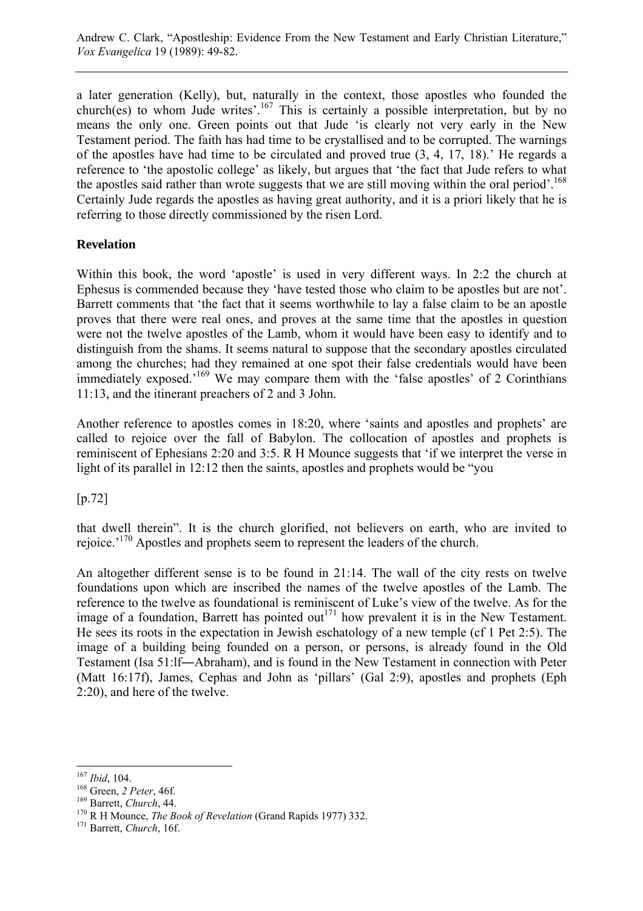a later generation (Kelly), but, naturally in the context, those apostles who founded the church(es) to whom Jude writes'.[167] This is certainly a possible interpretation, but by no means the only one. Green points out that Jude 'is clearly not very early in the New Testament period. The faith has had time to be crystallised and to be corrupted. The warnings of the apostles have had time to be circulated and proved true (3, 4, 17, 18).' He regards a reference to 'the apostolic college' as likely, but argues that 'the fact that Jude refers to what the apostles said rather than wrote suggests that we are still moving within the oral period'.[168] Certainly Jude regards the apostles as having great authority, and it is a priori likely that he is referring to those directly commissioned by the risen Lord.

**Revelation**

Within this book, the word 'apostle' is used in very different ways. In 2:2 the church at Ephesus is commended because they 'have tested those who claim to be apostles but are not'. Barrett comments that 'the fact that it seems worthwhile to lay a false claim to be an apostle proves that there were real ones, and proves at the same time that the apostles in question were not the twelve apostles of the Lamb, whom it would have been easy to identify and to distinguish from the shams. It seems natural to suppose that the secondary apostles circulated among the churches; had they remained at one spot their false credentials would have been immediately exposed.'[169] We may compare them with the 'false apostles' of 2 Corinthians 11:13, and the itinerant preachers of 2 and 3 John.

Another reference to apostles comes in 18:20, where 'saints and apostles and prophets' are called to rejoice over the fall of Babylon. The collocation of apostles and prophets is reminiscent of Ephesians 2:20 and 3:5. R H Mounce suggests that 'if we interpret the verse in light of its parallel in 12:12 then the saints, apostles and prophets would be "you

[p.72]

that dwell therein". It is the church glorified, not believers on earth, who are invited to rejoice.'[170] Apostles and prophets seem to represent the leaders of the church.

An altogether different sense is to be found in 21:14. The wall of the city rests on twelve foundations upon which are inscribed the names of the twelve apostles of the Lamb. The reference to the twelve as foundational is reminiscent of Luke's view of the twelve. As for the image of a foundation, Barrett has pointed out[171] how prevalent it is in the New Testament. He sees its roots in the expectation in Jewish eschatology of a new temple (cf 1 Pet 2:5). The image of a building being founded on a person, or persons, is already found in the Old Testament (Isa 51:lf―Abraham), and is found in the New Testament in connection with Peter (Matt 16:17f), James, Cephas and John as 'pillars' (Gal 2:9), apostles and prophets (Eph 2:20), and here of the twelve.

---

[167] *Ibid*, 104.

[168] Green, *2 Peter*, 46f.

[169] Barrett, *Church*, 44.

[170] R H Mounce, *The Book of Revelation* (Grand Rapids 1977) 332.

[171] Barrett, *Church*, 16f.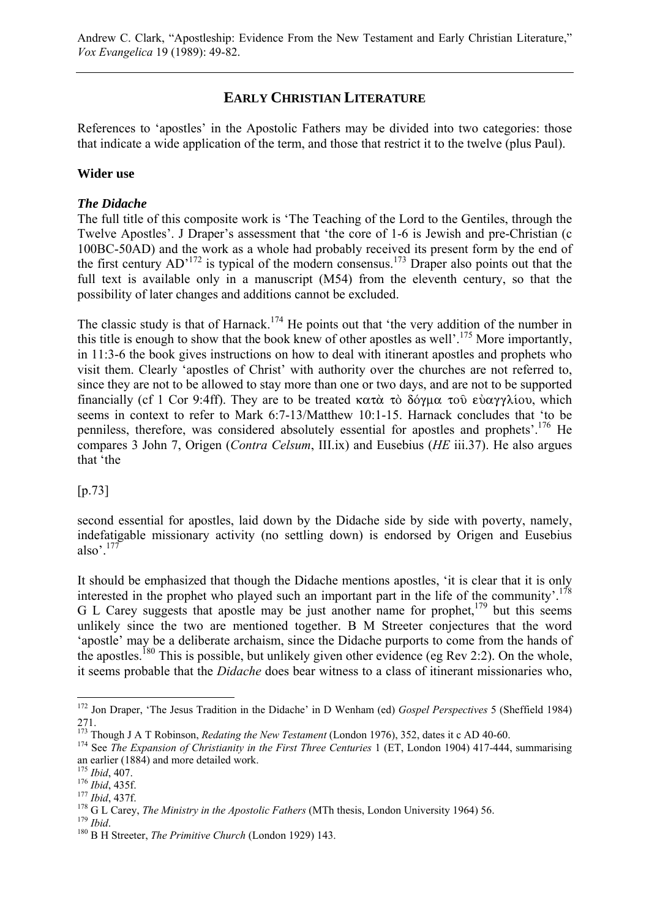## EARLY CHRISTIAN LITERATURE

References to 'apostles' in the Apostolic Fathers may be divided into two categories: those that indicate a wide application of the term, and those that restrict it to the twelve (plus Paul).

### Wider use

#### *The Didache*

The full title of this composite work is 'The Teaching of the Lord to the Gentiles, through the Twelve Apostles'. J Draper's assessment that 'the core of 1-6 is Jewish and pre-Christian (c 100BC-50AD) and the work as a whole had probably received its present form by the end of the first century AD'[172] is typical of the modern consensus.[173] Draper also points out that the full text is available only in a manuscript (M54) from the eleventh century, so that the possibility of later changes and additions cannot be excluded.

The classic study is that of Harnack.[174] He points out that 'the very addition of the number in this title is enough to show that the book knew of other apostles as well'.[175] More importantly, in 11:3-6 the book gives instructions on how to deal with itinerant apostles and prophets who visit them. Clearly 'apostles of Christ' with authority over the churches are not referred to, since they are not to be allowed to stay more than one or two days, and are not to be supported financially (cf 1 Cor 9:4ff). They are to be treated κατὰ τὸ δόγμα τοῦ εὐαγγλίου, which seems in context to refer to Mark 6:7-13/Matthew 10:1-15. Harnack concludes that 'to be penniless, therefore, was considered absolutely essential for apostles and prophets'.[176] He compares 3 John 7, Origen (*Contra Celsum*, III.ix) and Eusebius (*HE* iii.37). He also argues that 'the

[p.73]

second essential for apostles, laid down by the Didache side by side with poverty, namely, indefatigable missionary activity (no settling down) is endorsed by Origen and Eusebius also'.[177]

It should be emphasized that though the Didache mentions apostles, 'it is clear that it is only interested in the prophet who played such an important part in the life of the community'.[178] G L Carey suggests that apostle may be just another name for prophet,[179] but this seems unlikely since the two are mentioned together. B M Streeter conjectures that the word 'apostle' may be a deliberate archaism, since the Didache purports to come from the hands of the apostles.[180] This is possible, but unlikely given other evidence (eg Rev 2:2). On the whole, it seems probable that the *Didache* does bear witness to a class of itinerant missionaries who,

---

[172] Jon Draper, 'The Jesus Tradition in the Didache' in D Wenham (ed) *Gospel Perspectives* 5 (Sheffield 1984) 271.

[173] Though J A T Robinson, *Redating the New Testament* (London 1976), 352, dates it c AD 40-60.

[174] See *The Expansion of Christianity in the First Three Centuries* 1 (ET, London 1904) 417-444, summarising an earlier (1884) and more detailed work.

[175] *Ibid*, 407.

[176] *Ibid*, 435f.

[177] *Ibid*, 437f.

[178] G L Carey, *The Ministry in the Apostolic Fathers* (MTh thesis, London University 1964) 56.

[179] *Ibid*.

[180] B H Streeter, *The Primitive Church* (London 1929) 143.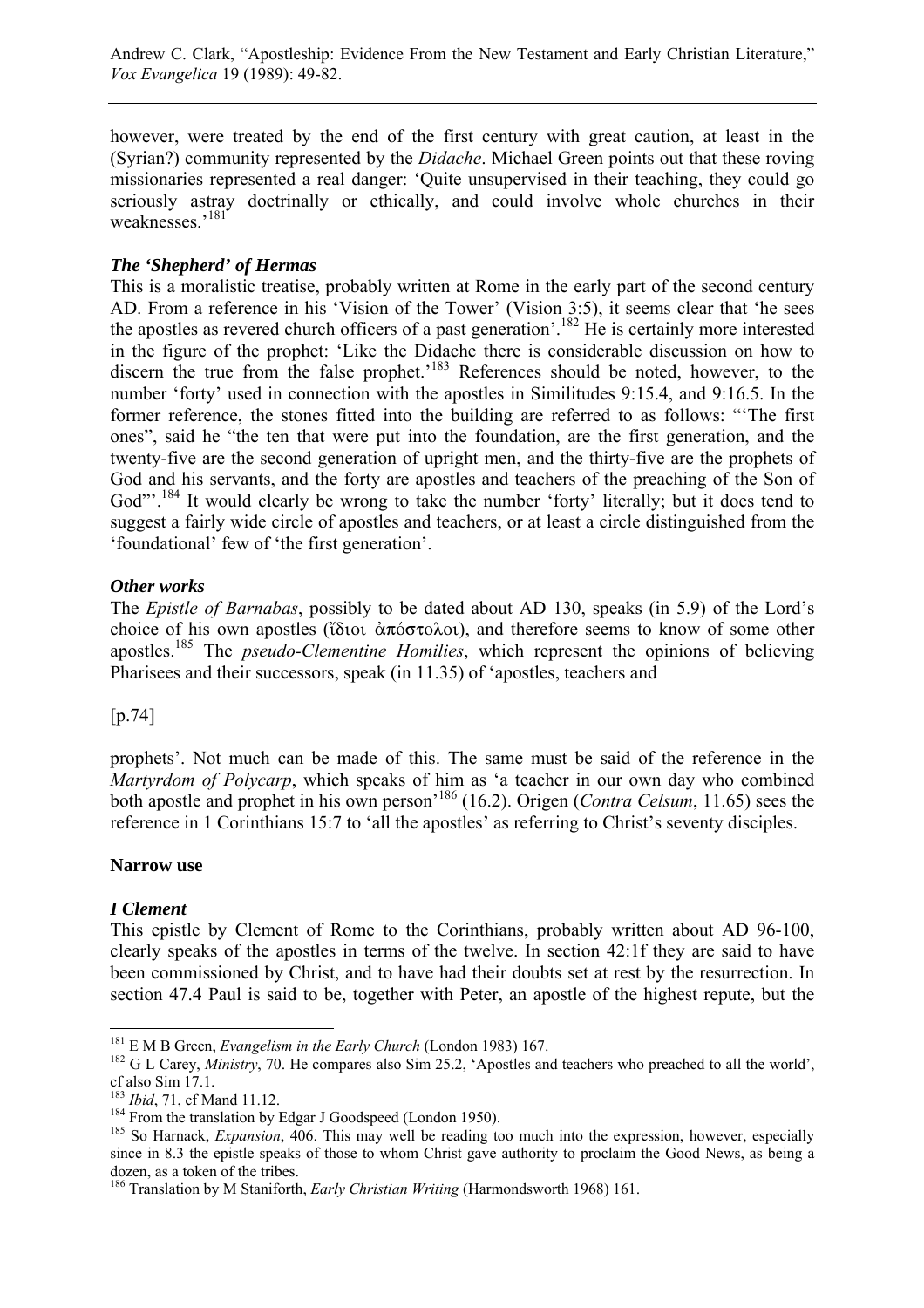however, were treated by the end of the first century with great caution, at least in the (Syrian?) community represented by the *Didache*. Michael Green points out that these roving missionaries represented a real danger: 'Quite unsupervised in their teaching, they could go seriously astray doctrinally or ethically, and could involve whole churches in their weaknesses.'[181]

### *The 'Shepherd' of Hermas*

This is a moralistic treatise, probably written at Rome in the early part of the second century AD. From a reference in his 'Vision of the Tower' (Vision 3:5), it seems clear that 'he sees the apostles as revered church officers of a past generation'.[182] He is certainly more interested in the figure of the prophet: 'Like the Didache there is considerable discussion on how to discern the true from the false prophet.'[183] References should be noted, however, to the number 'forty' used in connection with the apostles in Similitudes 9:15.4, and 9:16.5. In the former reference, the stones fitted into the building are referred to as follows: "'The first ones", said he "the ten that were put into the foundation, are the first generation, and the twenty-five are the second generation of upright men, and the thirty-five are the prophets of God and his servants, and the forty are apostles and teachers of the preaching of the Son of God"'.[184] It would clearly be wrong to take the number 'forty' literally; but it does tend to suggest a fairly wide circle of apostles and teachers, or at least a circle distinguished from the 'foundational' few of 'the first generation'.

### *Other works*

The *Epistle of Barnabas*, possibly to be dated about AD 130, speaks (in 5.9) of the Lord's choice of his own apostles (ἴδιοι ἀπόστολοι), and therefore seems to know of some other apostles.[185] The *pseudo-Clementine Homilies*, which represent the opinions of believing Pharisees and their successors, speak (in 11.35) of 'apostles, teachers and

[p.74]

prophets'. Not much can be made of this. The same must be said of the reference in the *Martyrdom of Polycarp*, which speaks of him as 'a teacher in our own day who combined both apostle and prophet in his own person'[186] (16.2). Origen (*Contra Celsum*, 11.65) sees the reference in 1 Corinthians 15:7 to 'all the apostles' as referring to Christ's seventy disciples.

## Narrow use

### *I Clement*

This epistle by Clement of Rome to the Corinthians, probably written about AD 96-100, clearly speaks of the apostles in terms of the twelve. In section 42:1f they are said to have been commissioned by Christ, and to have had their doubts set at rest by the resurrection. In section 47.4 Paul is said to be, together with Peter, an apostle of the highest repute, but the

---

[181] E M B Green, *Evangelism in the Early Church* (London 1983) 167.

[182] G L Carey, *Ministry*, 70. He compares also Sim 25.2, 'Apostles and teachers who preached to all the world', cf also Sim 17.1.

[183] *Ibid*, 71, cf Mand 11.12.

[184] From the translation by Edgar J Goodspeed (London 1950).

[185] So Harnack, *Expansion*, 406. This may well be reading too much into the expression, however, especially since in 8.3 the epistle speaks of those to whom Christ gave authority to proclaim the Good News, as being a dozen, as a token of the tribes.

[186] Translation by M Staniforth, *Early Christian Writing* (Harmondsworth 1968) 161.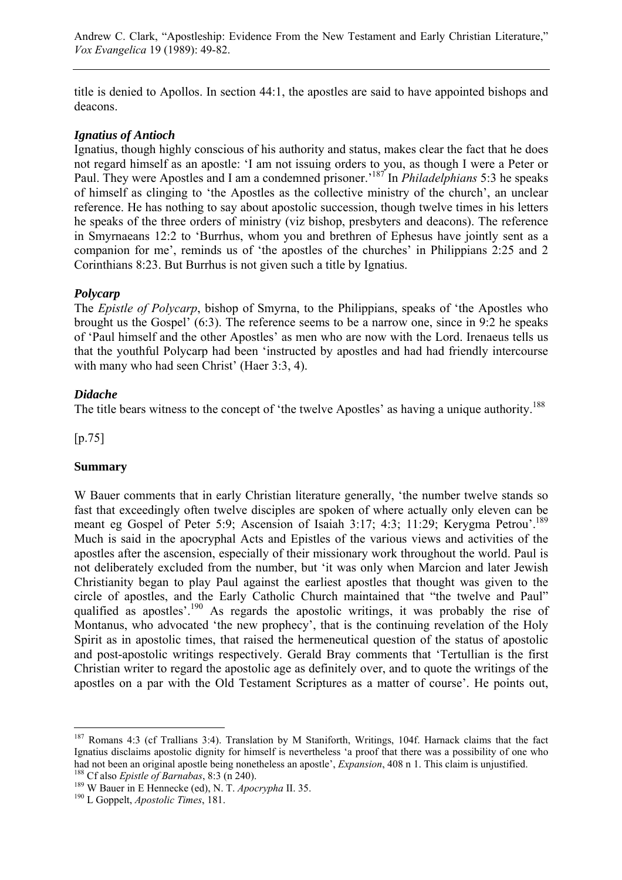title is denied to Apollos. In section 44:1, the apostles are said to have appointed bishops and deacons.

### *Ignatius of Antioch*

Ignatius, though highly conscious of his authority and status, makes clear the fact that he does not regard himself as an apostle: 'I am not issuing orders to you, as though I were a Peter or Paul. They were Apostles and I am a condemned prisoner.'[187] In *Philadelphians* 5:3 he speaks of himself as clinging to 'the Apostles as the collective ministry of the church', an unclear reference. He has nothing to say about apostolic succession, though twelve times in his letters he speaks of the three orders of ministry (viz bishop, presbyters and deacons). The reference in Smyrnaeans 12:2 to 'Burrhus, whom you and brethren of Ephesus have jointly sent as a companion for me', reminds us of 'the apostles of the churches' in Philippians 2:25 and 2 Corinthians 8:23. But Burrhus is not given such a title by Ignatius.

### *Polycarp*

The *Epistle of Polycarp*, bishop of Smyrna, to the Philippians, speaks of 'the Apostles who brought us the Gospel' (6:3). The reference seems to be a narrow one, since in 9:2 he speaks of 'Paul himself and the other Apostles' as men who are now with the Lord. Irenaeus tells us that the youthful Polycarp had been 'instructed by apostles and had had friendly intercourse with many who had seen Christ' (Haer 3:3, 4).

### *Didache*

The title bears witness to the concept of 'the twelve Apostles' as having a unique authority.[188]

[p.75]

### **Summary**

W Bauer comments that in early Christian literature generally, 'the number twelve stands so fast that exceedingly often twelve disciples are spoken of where actually only eleven can be meant eg Gospel of Peter 5:9; Ascension of Isaiah 3:17; 4:3; 11:29; Kerygma Petrou'.[189] Much is said in the apocryphal Acts and Epistles of the various views and activities of the apostles after the ascension, especially of their missionary work throughout the world. Paul is not deliberately excluded from the number, but 'it was only when Marcion and later Jewish Christianity began to play Paul against the earliest apostles that thought was given to the circle of apostles, and the Early Catholic Church maintained that "the twelve and Paul" qualified as apostles'.[190] As regards the apostolic writings, it was probably the rise of Montanus, who advocated 'the new prophecy', that is the continuing revelation of the Holy Spirit as in apostolic times, that raised the hermeneutical question of the status of apostolic and post-apostolic writings respectively. Gerald Bray comments that 'Tertullian is the first Christian writer to regard the apostolic age as definitely over, and to quote the writings of the apostles on a par with the Old Testament Scriptures as a matter of course'. He points out,

---

[187] Romans 4:3 (cf Trallians 3:4). Translation by M Staniforth, Writings, 104f. Harnack claims that the fact Ignatius disclaims apostolic dignity for himself is nevertheless 'a proof that there was a possibility of one who had not been an original apostle being nonetheless an apostle', *Expansion*, 408 n 1. This claim is unjustified.

[188] Cf also *Epistle of Barnabas*, 8:3 (n 240).

[189] W Bauer in E Hennecke (ed), N. T. *Apocrypha* II. 35.

[190] L Goppelt, *Apostolic Times*, 181.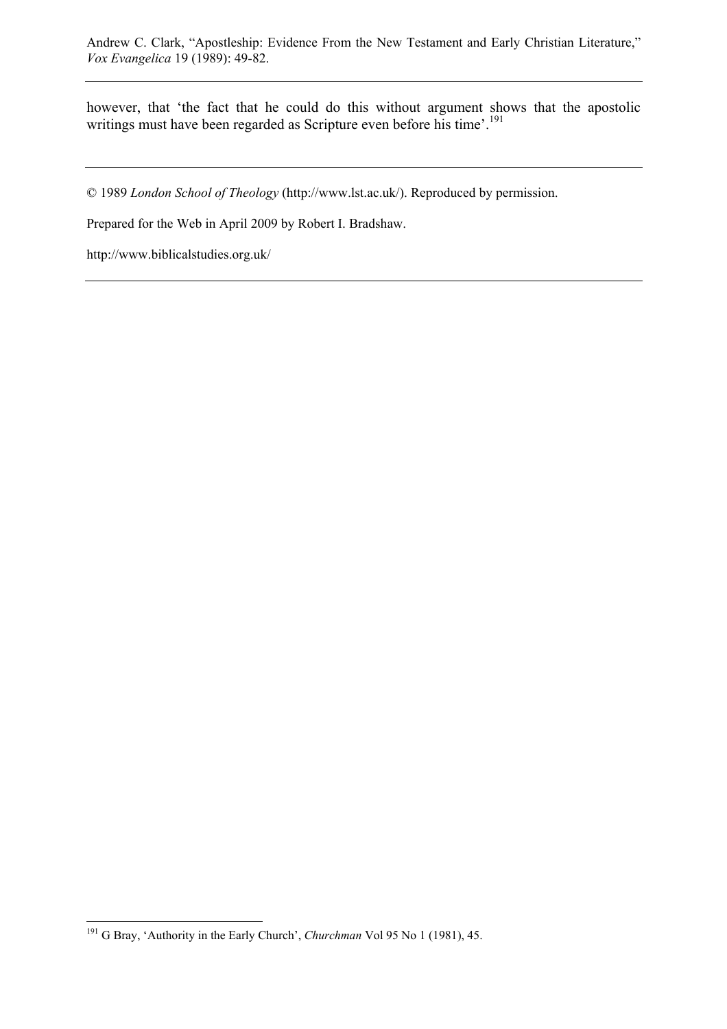however, that 'the fact that he could do this without argument shows that the apostolic writings must have been regarded as Scripture even before his time'.[191]

---

© 1989 *London School of Theology* (http://www.lst.ac.uk/). Reproduced by permission.

Prepared for the Web in April 2009 by Robert I. Bradshaw.

http://www.biblicalstudies.org.uk/

---

[191] G Bray, 'Authority in the Early Church', *Churchman* Vol 95 No 1 (1981), 45.